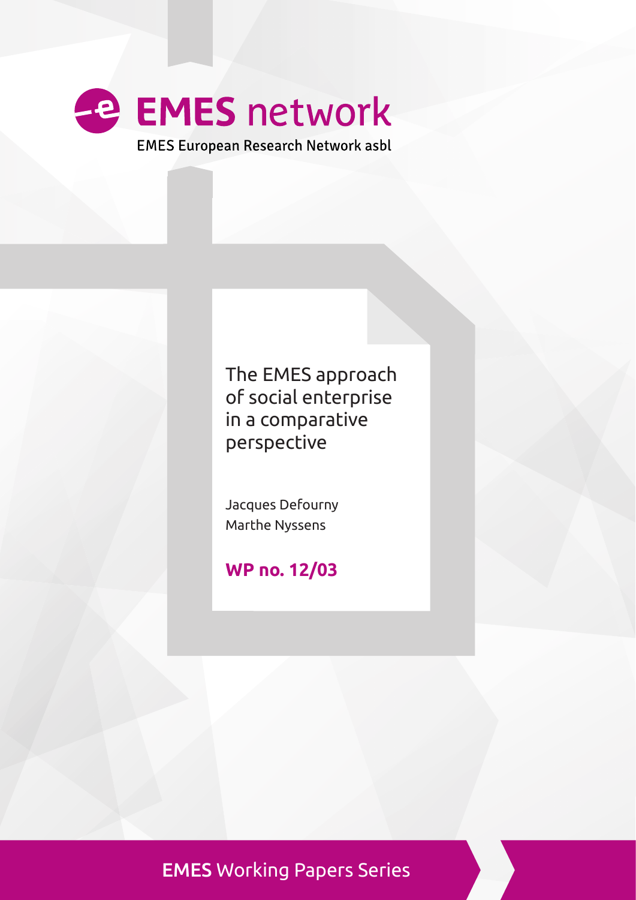EMES network

EMES European Research Network asbl

# The EMES approach of social enterprise in a comparative perspective

Jacques Defourny
Marthe Nyssens

**WP no. 12/03**

**EMES** Working Papers Series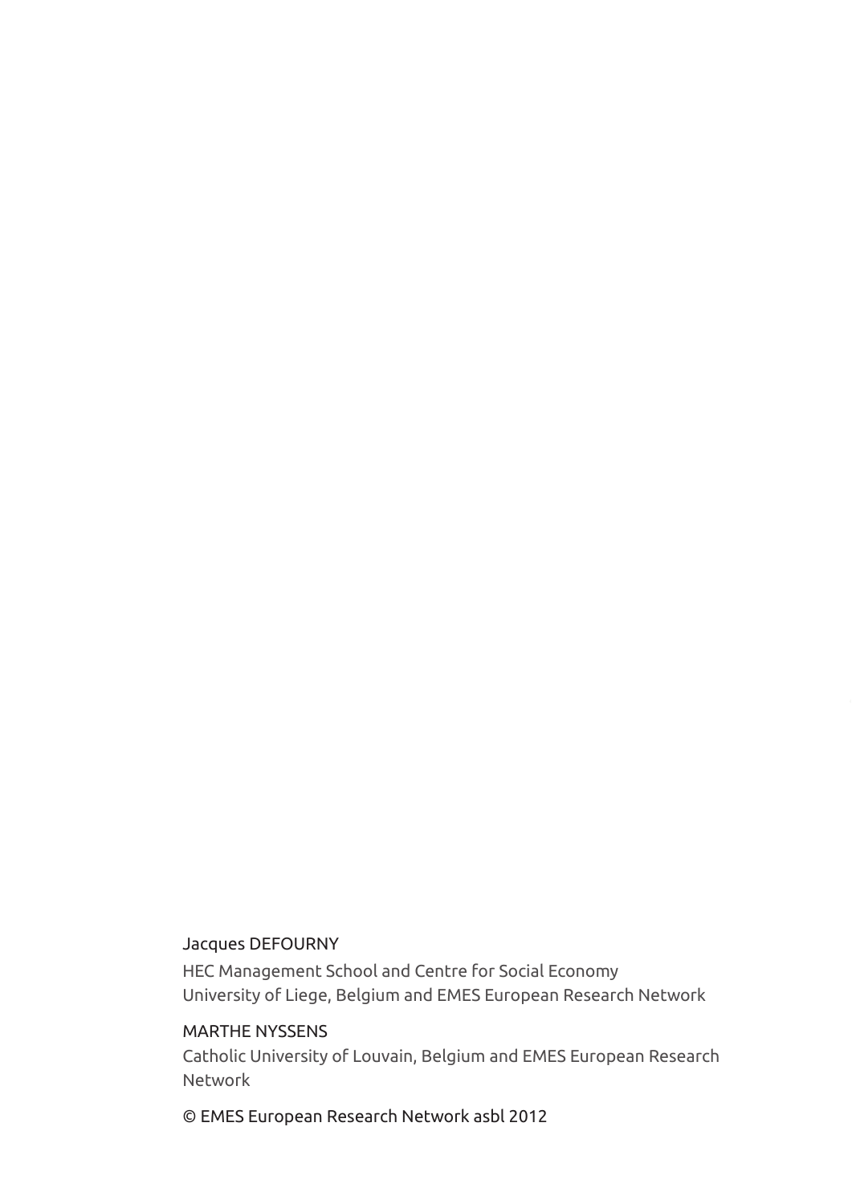Jacques DEFOURNY

HEC Management School and Centre for Social Economy
University of Liege, Belgium and EMES European Research Network

MARTHE NYSSENS

Catholic University of Louvain, Belgium and EMES European Research Network

© EMES European Research Network asbl 2012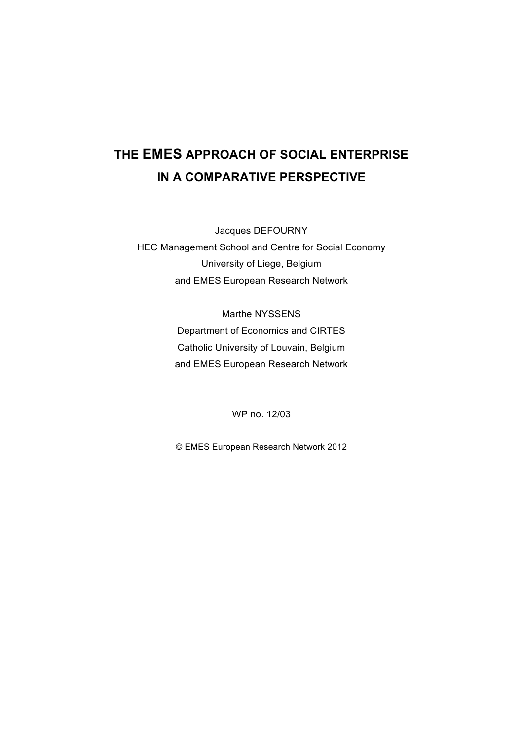# THE EMES APPROACH OF SOCIAL ENTERPRISE IN A COMPARATIVE PERSPECTIVE

Jacques DEFOURNY
HEC Management School and Centre for Social Economy
University of Liege, Belgium
and EMES European Research Network

Marthe NYSSENS
Department of Economics and CIRTES
Catholic University of Louvain, Belgium
and EMES European Research Network

WP no. 12/03

© EMES European Research Network 2012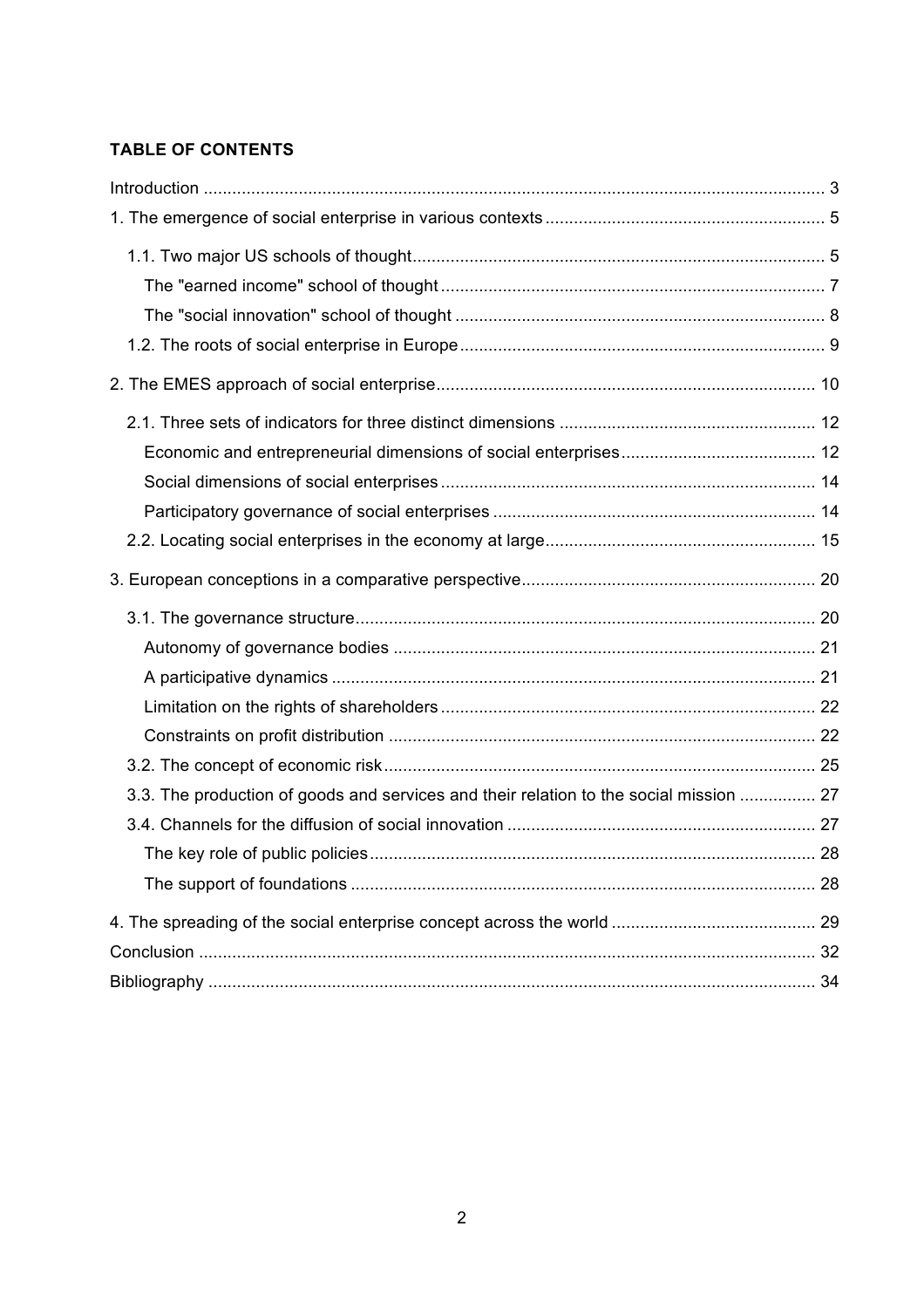**TABLE OF CONTENTS**

Introduction ... 3

1. The emergence of social enterprise in various contexts ... 5
   - 1.1. Two major US schools of thought ... 5
     - The "earned income" school of thought ... 7
     - The "social innovation" school of thought ... 8
   - 1.2. The roots of social enterprise in Europe ... 9
2. The EMES approach of social enterprise ... 10
   - 2.1. Three sets of indicators for three distinct dimensions ... 12
     - Economic and entrepreneurial dimensions of social enterprises ... 12
     - Social dimensions of social enterprises ... 14
     - Participatory governance of social enterprises ... 14
   - 2.2. Locating social enterprises in the economy at large ... 15
3. European conceptions in a comparative perspective ... 20
   - 3.1. The governance structure ... 20
     - Autonomy of governance bodies ... 21
     - A participative dynamics ... 21
     - Limitation on the rights of shareholders ... 22
     - Constraints on profit distribution ... 22
   - 3.2. The concept of economic risk ... 25
   - 3.3. The production of goods and services and their relation to the social mission ... 27
   - 3.4. Channels for the diffusion of social innovation ... 27
     - The key role of public policies ... 28
     - The support of foundations ... 28
4. The spreading of the social enterprise concept across the world ... 29

Conclusion ... 32

Bibliography ... 34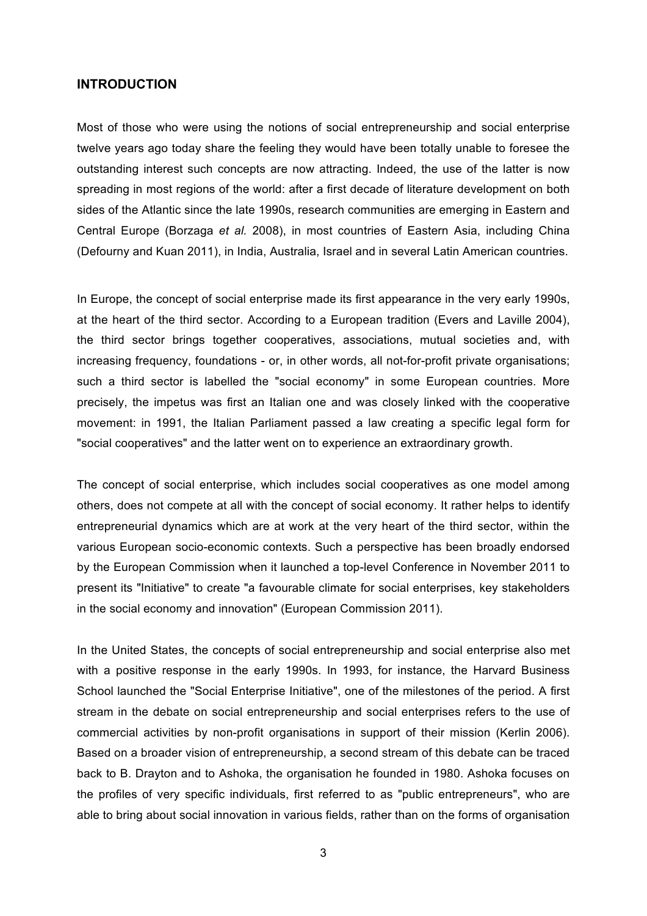## INTRODUCTION

Most of those who were using the notions of social entrepreneurship and social enterprise twelve years ago today share the feeling they would have been totally unable to foresee the outstanding interest such concepts are now attracting. Indeed, the use of the latter is now spreading in most regions of the world: after a first decade of literature development on both sides of the Atlantic since the late 1990s, research communities are emerging in Eastern and Central Europe (Borzaga *et al.* 2008), in most countries of Eastern Asia, including China (Defourny and Kuan 2011), in India, Australia, Israel and in several Latin American countries.

In Europe, the concept of social enterprise made its first appearance in the very early 1990s, at the heart of the third sector. According to a European tradition (Evers and Laville 2004), the third sector brings together cooperatives, associations, mutual societies and, with increasing frequency, foundations - or, in other words, all not-for-profit private organisations; such a third sector is labelled the "social economy" in some European countries. More precisely, the impetus was first an Italian one and was closely linked with the cooperative movement: in 1991, the Italian Parliament passed a law creating a specific legal form for "social cooperatives" and the latter went on to experience an extraordinary growth.

The concept of social enterprise, which includes social cooperatives as one model among others, does not compete at all with the concept of social economy. It rather helps to identify entrepreneurial dynamics which are at work at the very heart of the third sector, within the various European socio-economic contexts. Such a perspective has been broadly endorsed by the European Commission when it launched a top-level Conference in November 2011 to present its "Initiative" to create "a favourable climate for social enterprises, key stakeholders in the social economy and innovation" (European Commission 2011).

In the United States, the concepts of social entrepreneurship and social enterprise also met with a positive response in the early 1990s. In 1993, for instance, the Harvard Business School launched the "Social Enterprise Initiative", one of the milestones of the period. A first stream in the debate on social entrepreneurship and social enterprises refers to the use of commercial activities by non-profit organisations in support of their mission (Kerlin 2006). Based on a broader vision of entrepreneurship, a second stream of this debate can be traced back to B. Drayton and to Ashoka, the organisation he founded in 1980. Ashoka focuses on the profiles of very specific individuals, first referred to as "public entrepreneurs", who are able to bring about social innovation in various fields, rather than on the forms of organisation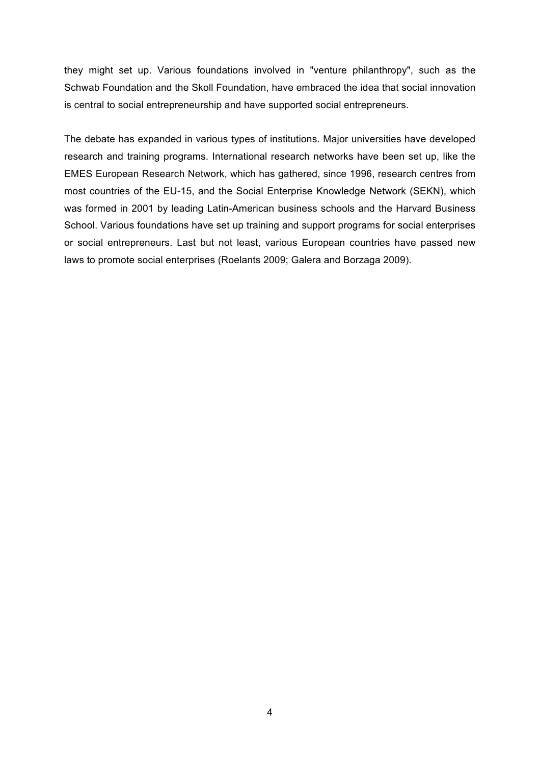they might set up. Various foundations involved in "venture philanthropy", such as the Schwab Foundation and the Skoll Foundation, have embraced the idea that social innovation is central to social entrepreneurship and have supported social entrepreneurs.

The debate has expanded in various types of institutions. Major universities have developed research and training programs. International research networks have been set up, like the EMES European Research Network, which has gathered, since 1996, research centres from most countries of the EU-15, and the Social Enterprise Knowledge Network (SEKN), which was formed in 2001 by leading Latin-American business schools and the Harvard Business School. Various foundations have set up training and support programs for social enterprises or social entrepreneurs. Last but not least, various European countries have passed new laws to promote social enterprises (Roelants 2009; Galera and Borzaga 2009).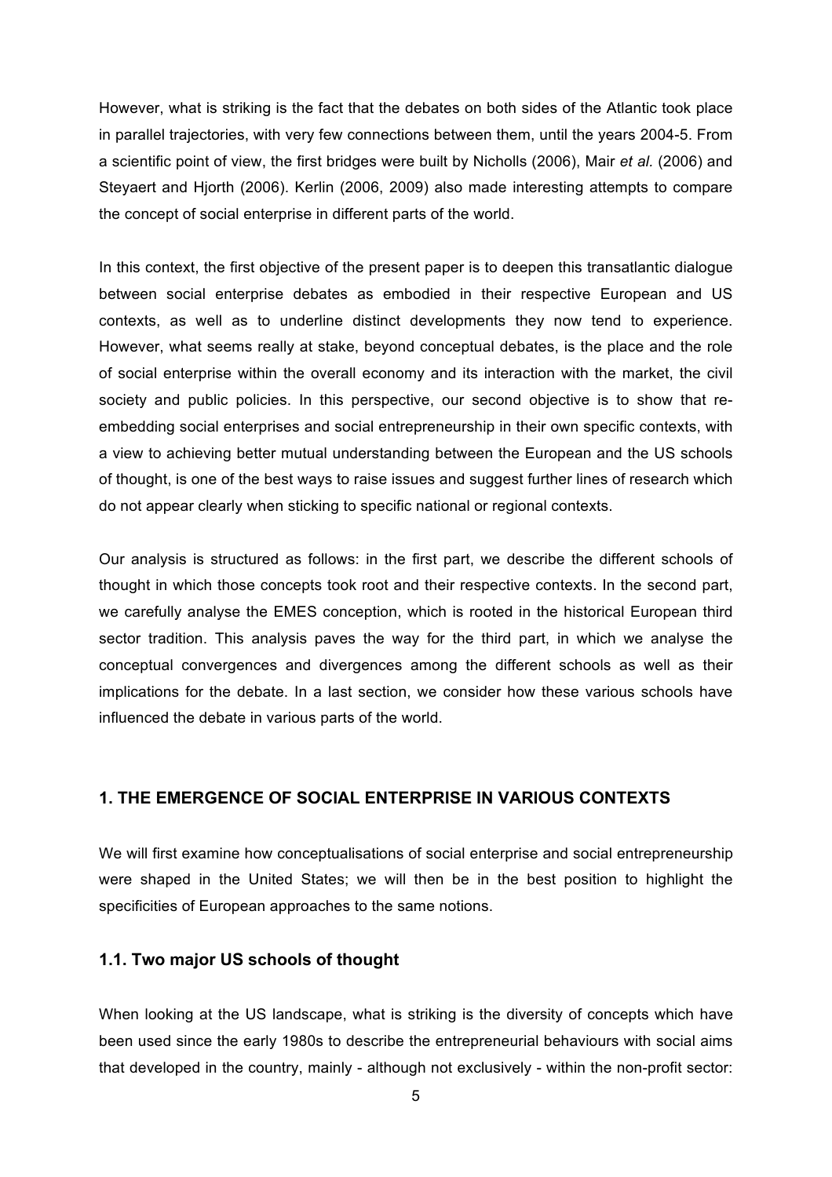However, what is striking is the fact that the debates on both sides of the Atlantic took place in parallel trajectories, with very few connections between them, until the years 2004-5. From a scientific point of view, the first bridges were built by Nicholls (2006), Mair *et al.* (2006) and Steyaert and Hjorth (2006). Kerlin (2006, 2009) also made interesting attempts to compare the concept of social enterprise in different parts of the world.

In this context, the first objective of the present paper is to deepen this transatlantic dialogue between social enterprise debates as embodied in their respective European and US contexts, as well as to underline distinct developments they now tend to experience. However, what seems really at stake, beyond conceptual debates, is the place and the role of social enterprise within the overall economy and its interaction with the market, the civil society and public policies. In this perspective, our second objective is to show that re-embedding social enterprises and social entrepreneurship in their own specific contexts, with a view to achieving better mutual understanding between the European and the US schools of thought, is one of the best ways to raise issues and suggest further lines of research which do not appear clearly when sticking to specific national or regional contexts.

Our analysis is structured as follows: in the first part, we describe the different schools of thought in which those concepts took root and their respective contexts. In the second part, we carefully analyse the EMES conception, which is rooted in the historical European third sector tradition. This analysis paves the way for the third part, in which we analyse the conceptual convergences and divergences among the different schools as well as their implications for the debate. In a last section, we consider how these various schools have influenced the debate in various parts of the world.

## 1. THE EMERGENCE OF SOCIAL ENTERPRISE IN VARIOUS CONTEXTS

We will first examine how conceptualisations of social enterprise and social entrepreneurship were shaped in the United States; we will then be in the best position to highlight the specificities of European approaches to the same notions.

### 1.1. Two major US schools of thought

When looking at the US landscape, what is striking is the diversity of concepts which have been used since the early 1980s to describe the entrepreneurial behaviours with social aims that developed in the country, mainly - although not exclusively - within the non-profit sector: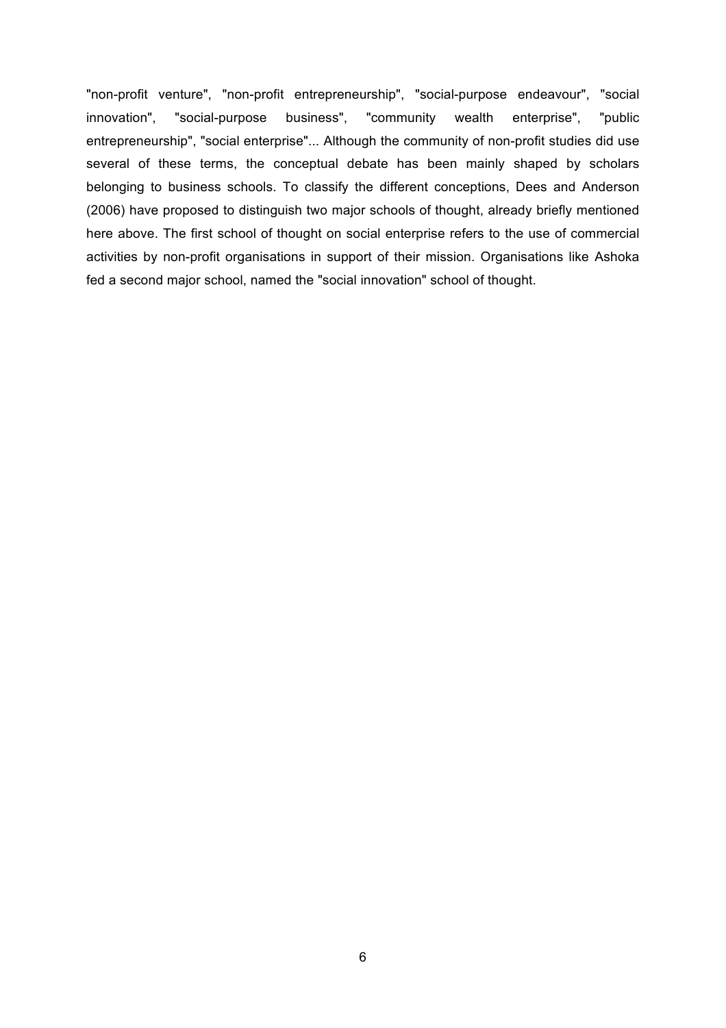"non-profit venture", "non-profit entrepreneurship", "social-purpose endeavour", "social innovation", "social-purpose business", "community wealth enterprise", "public entrepreneurship", "social enterprise"... Although the community of non-profit studies did use several of these terms, the conceptual debate has been mainly shaped by scholars belonging to business schools. To classify the different conceptions, Dees and Anderson (2006) have proposed to distinguish two major schools of thought, already briefly mentioned here above. The first school of thought on social enterprise refers to the use of commercial activities by non-profit organisations in support of their mission. Organisations like Ashoka fed a second major school, named the "social innovation" school of thought.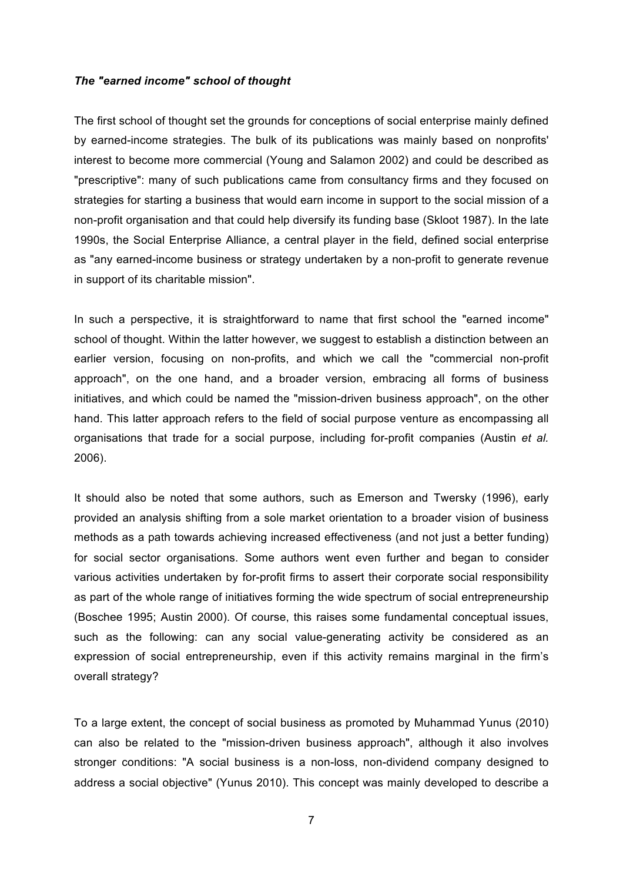### *The "earned income" school of thought*

The first school of thought set the grounds for conceptions of social enterprise mainly defined by earned-income strategies. The bulk of its publications was mainly based on nonprofits' interest to become more commercial (Young and Salamon 2002) and could be described as "prescriptive": many of such publications came from consultancy firms and they focused on strategies for starting a business that would earn income in support to the social mission of a non-profit organisation and that could help diversify its funding base (Skloot 1987). In the late 1990s, the Social Enterprise Alliance, a central player in the field, defined social enterprise as "any earned-income business or strategy undertaken by a non-profit to generate revenue in support of its charitable mission".

In such a perspective, it is straightforward to name that first school the "earned income" school of thought. Within the latter however, we suggest to establish a distinction between an earlier version, focusing on non-profits, and which we call the "commercial non-profit approach", on the one hand, and a broader version, embracing all forms of business initiatives, and which could be named the "mission-driven business approach", on the other hand. This latter approach refers to the field of social purpose venture as encompassing all organisations that trade for a social purpose, including for-profit companies (Austin *et al.* 2006).

It should also be noted that some authors, such as Emerson and Twersky (1996), early provided an analysis shifting from a sole market orientation to a broader vision of business methods as a path towards achieving increased effectiveness (and not just a better funding) for social sector organisations. Some authors went even further and began to consider various activities undertaken by for-profit firms to assert their corporate social responsibility as part of the whole range of initiatives forming the wide spectrum of social entrepreneurship (Boschee 1995; Austin 2000). Of course, this raises some fundamental conceptual issues, such as the following: can any social value-generating activity be considered as an expression of social entrepreneurship, even if this activity remains marginal in the firm's overall strategy?

To a large extent, the concept of social business as promoted by Muhammad Yunus (2010) can also be related to the "mission-driven business approach", although it also involves stronger conditions: "A social business is a non-loss, non-dividend company designed to address a social objective" (Yunus 2010). This concept was mainly developed to describe a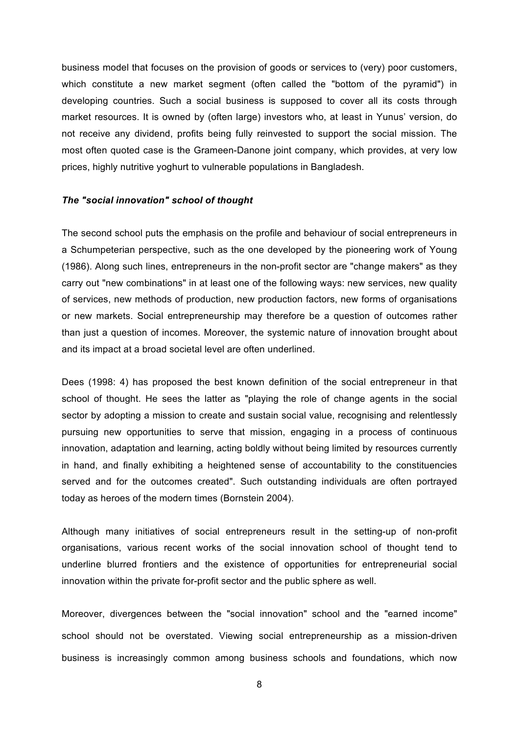business model that focuses on the provision of goods or services to (very) poor customers, which constitute a new market segment (often called the "bottom of the pyramid") in developing countries. Such a social business is supposed to cover all its costs through market resources. It is owned by (often large) investors who, at least in Yunus' version, do not receive any dividend, profits being fully reinvested to support the social mission. The most often quoted case is the Grameen-Danone joint company, which provides, at very low prices, highly nutritive yoghurt to vulnerable populations in Bangladesh.

### *The "social innovation" school of thought*

The second school puts the emphasis on the profile and behaviour of social entrepreneurs in a Schumpeterian perspective, such as the one developed by the pioneering work of Young (1986). Along such lines, entrepreneurs in the non-profit sector are "change makers" as they carry out "new combinations" in at least one of the following ways: new services, new quality of services, new methods of production, new production factors, new forms of organisations or new markets. Social entrepreneurship may therefore be a question of outcomes rather than just a question of incomes. Moreover, the systemic nature of innovation brought about and its impact at a broad societal level are often underlined.

Dees (1998: 4) has proposed the best known definition of the social entrepreneur in that school of thought. He sees the latter as "playing the role of change agents in the social sector by adopting a mission to create and sustain social value, recognising and relentlessly pursuing new opportunities to serve that mission, engaging in a process of continuous innovation, adaptation and learning, acting boldly without being limited by resources currently in hand, and finally exhibiting a heightened sense of accountability to the constituencies served and for the outcomes created". Such outstanding individuals are often portrayed today as heroes of the modern times (Bornstein 2004).

Although many initiatives of social entrepreneurs result in the setting-up of non-profit organisations, various recent works of the social innovation school of thought tend to underline blurred frontiers and the existence of opportunities for entrepreneurial social innovation within the private for-profit sector and the public sphere as well.

Moreover, divergences between the "social innovation" school and the "earned income" school should not be overstated. Viewing social entrepreneurship as a mission-driven business is increasingly common among business schools and foundations, which now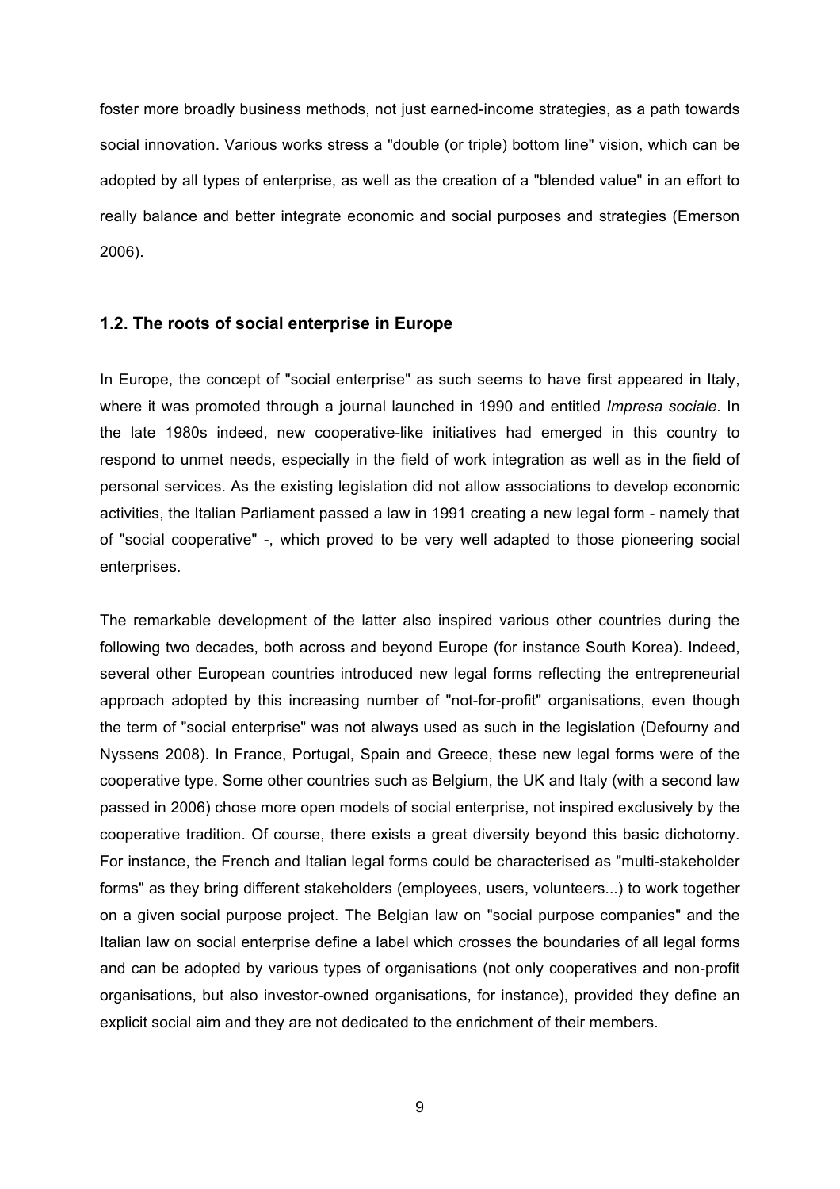foster more broadly business methods, not just earned-income strategies, as a path towards social innovation. Various works stress a "double (or triple) bottom line" vision, which can be adopted by all types of enterprise, as well as the creation of a "blended value" in an effort to really balance and better integrate economic and social purposes and strategies (Emerson 2006).

### 1.2. The roots of social enterprise in Europe

In Europe, the concept of "social enterprise" as such seems to have first appeared in Italy, where it was promoted through a journal launched in 1990 and entitled *Impresa sociale*. In the late 1980s indeed, new cooperative-like initiatives had emerged in this country to respond to unmet needs, especially in the field of work integration as well as in the field of personal services. As the existing legislation did not allow associations to develop economic activities, the Italian Parliament passed a law in 1991 creating a new legal form - namely that of "social cooperative" -, which proved to be very well adapted to those pioneering social enterprises.

The remarkable development of the latter also inspired various other countries during the following two decades, both across and beyond Europe (for instance South Korea). Indeed, several other European countries introduced new legal forms reflecting the entrepreneurial approach adopted by this increasing number of "not-for-profit" organisations, even though the term of "social enterprise" was not always used as such in the legislation (Defourny and Nyssens 2008). In France, Portugal, Spain and Greece, these new legal forms were of the cooperative type. Some other countries such as Belgium, the UK and Italy (with a second law passed in 2006) chose more open models of social enterprise, not inspired exclusively by the cooperative tradition. Of course, there exists a great diversity beyond this basic dichotomy. For instance, the French and Italian legal forms could be characterised as "multi-stakeholder forms" as they bring different stakeholders (employees, users, volunteers...) to work together on a given social purpose project. The Belgian law on "social purpose companies" and the Italian law on social enterprise define a label which crosses the boundaries of all legal forms and can be adopted by various types of organisations (not only cooperatives and non-profit organisations, but also investor-owned organisations, for instance), provided they define an explicit social aim and they are not dedicated to the enrichment of their members.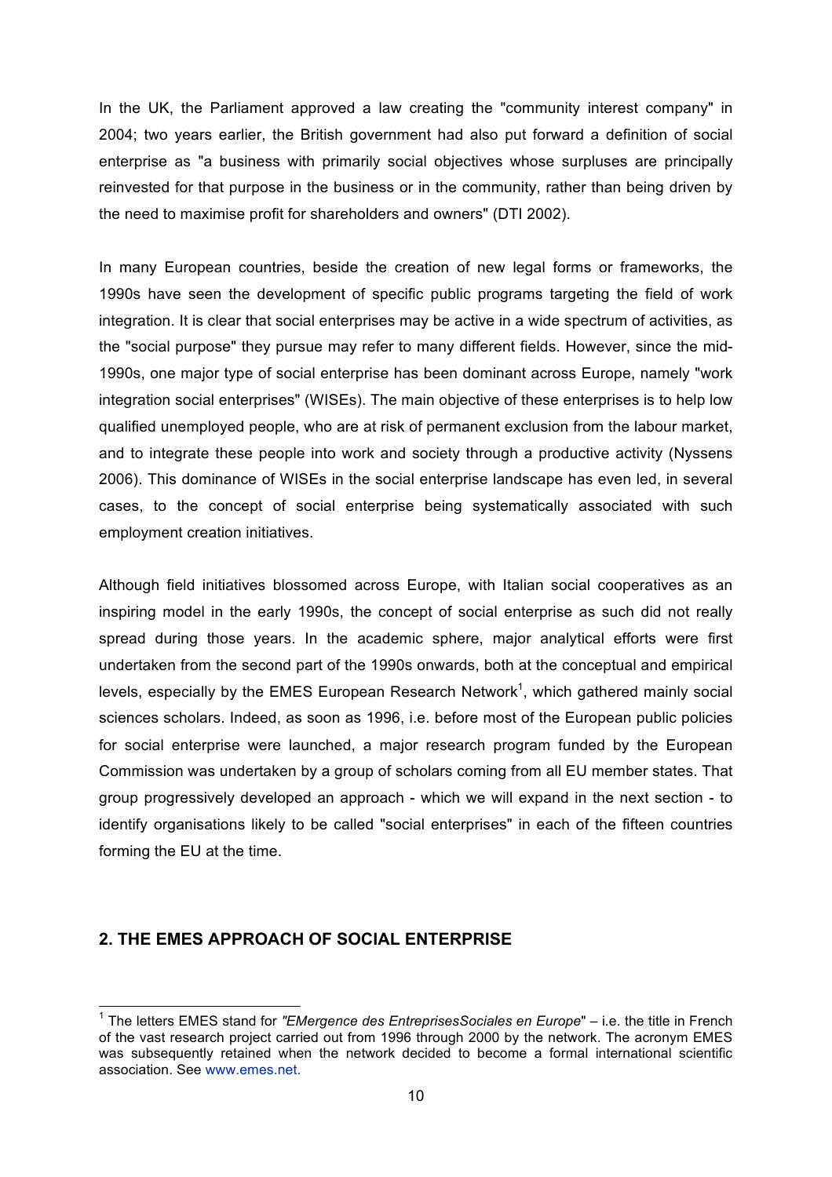In the UK, the Parliament approved a law creating the "community interest company" in 2004; two years earlier, the British government had also put forward a definition of social enterprise as "a business with primarily social objectives whose surpluses are principally reinvested for that purpose in the business or in the community, rather than being driven by the need to maximise profit for shareholders and owners" (DTI 2002).

In many European countries, beside the creation of new legal forms or frameworks, the 1990s have seen the development of specific public programs targeting the field of work integration. It is clear that social enterprises may be active in a wide spectrum of activities, as the "social purpose" they pursue may refer to many different fields. However, since the mid-1990s, one major type of social enterprise has been dominant across Europe, namely "work integration social enterprises" (WISEs). The main objective of these enterprises is to help low qualified unemployed people, who are at risk of permanent exclusion from the labour market, and to integrate these people into work and society through a productive activity (Nyssens 2006). This dominance of WISEs in the social enterprise landscape has even led, in several cases, to the concept of social enterprise being systematically associated with such employment creation initiatives.

Although field initiatives blossomed across Europe, with Italian social cooperatives as an inspiring model in the early 1990s, the concept of social enterprise as such did not really spread during those years. In the academic sphere, major analytical efforts were first undertaken from the second part of the 1990s onwards, both at the conceptual and empirical levels, especially by the EMES European Research Network[1], which gathered mainly social sciences scholars. Indeed, as soon as 1996, i.e. before most of the European public policies for social enterprise were launched, a major research program funded by the European Commission was undertaken by a group of scholars coming from all EU member states. That group progressively developed an approach - which we will expand in the next section - to identify organisations likely to be called "social enterprises" in each of the fifteen countries forming the EU at the time.

## 2. THE EMES APPROACH OF SOCIAL ENTERPRISE

[1] The letters EMES stand for *"EMergence des EntreprisesSociales en Europe*" – i.e. the title in French of the vast research project carried out from 1996 through 2000 by the network. The acronym EMES was subsequently retained when the network decided to become a formal international scientific association. See www.emes.net.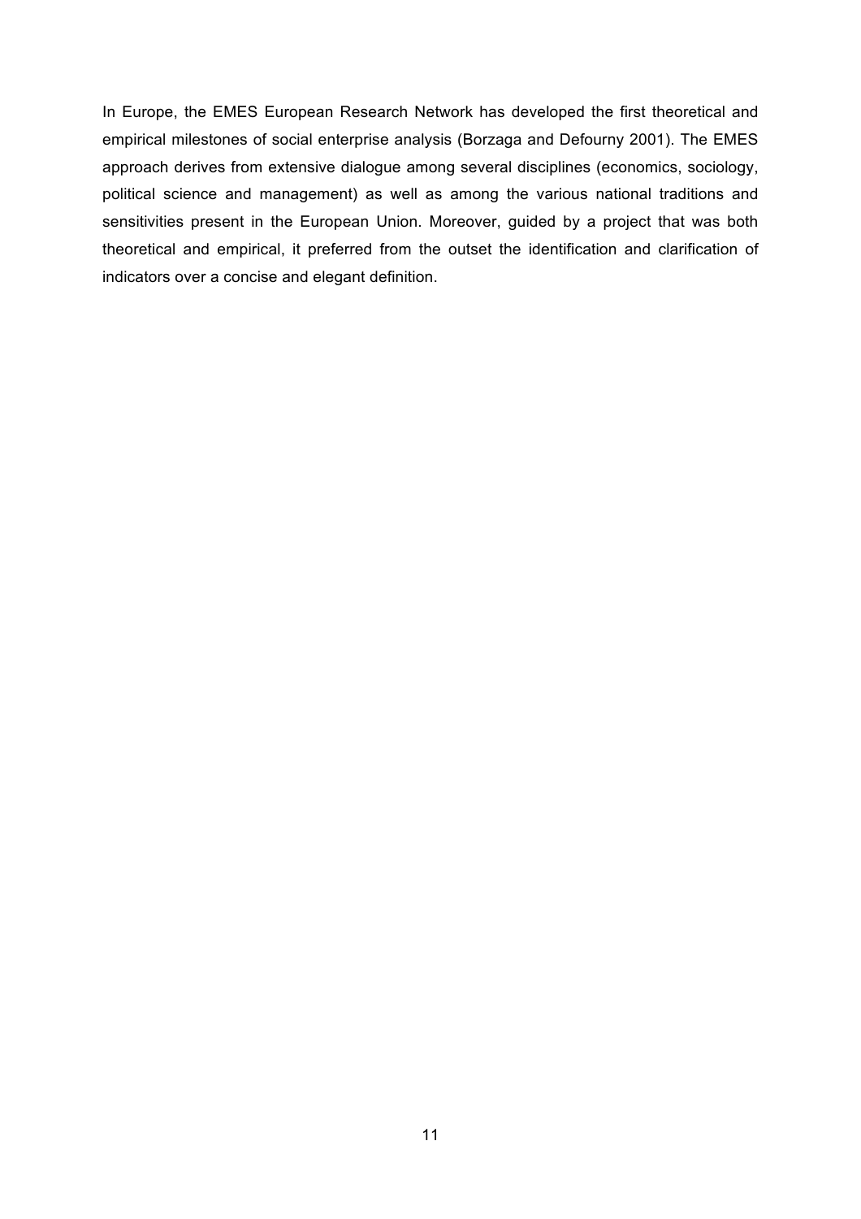In Europe, the EMES European Research Network has developed the first theoretical and empirical milestones of social enterprise analysis (Borzaga and Defourny 2001). The EMES approach derives from extensive dialogue among several disciplines (economics, sociology, political science and management) as well as among the various national traditions and sensitivities present in the European Union. Moreover, guided by a project that was both theoretical and empirical, it preferred from the outset the identification and clarification of indicators over a concise and elegant definition.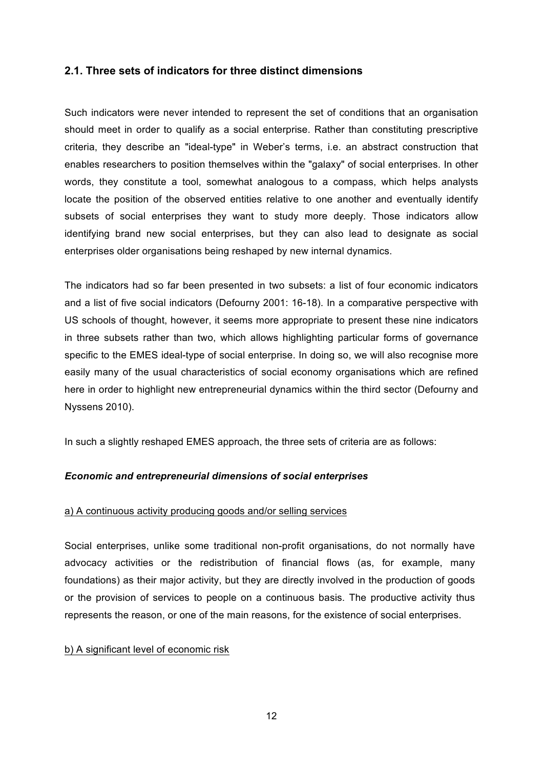## 2.1. Three sets of indicators for three distinct dimensions

Such indicators were never intended to represent the set of conditions that an organisation should meet in order to qualify as a social enterprise. Rather than constituting prescriptive criteria, they describe an "ideal-type" in Weber's terms, i.e. an abstract construction that enables researchers to position themselves within the "galaxy" of social enterprises. In other words, they constitute a tool, somewhat analogous to a compass, which helps analysts locate the position of the observed entities relative to one another and eventually identify subsets of social enterprises they want to study more deeply. Those indicators allow identifying brand new social enterprises, but they can also lead to designate as social enterprises older organisations being reshaped by new internal dynamics.

The indicators had so far been presented in two subsets: a list of four economic indicators and a list of five social indicators (Defourny 2001: 16-18). In a comparative perspective with US schools of thought, however, it seems more appropriate to present these nine indicators in three subsets rather than two, which allows highlighting particular forms of governance specific to the EMES ideal-type of social enterprise. In doing so, we will also recognise more easily many of the usual characteristics of social economy organisations which are refined here in order to highlight new entrepreneurial dynamics within the third sector (Defourny and Nyssens 2010).

In such a slightly reshaped EMES approach, the three sets of criteria are as follows:

***Economic and entrepreneurial dimensions of social enterprises***

<u>a) A continuous activity producing goods and/or selling services</u>

Social enterprises, unlike some traditional non-profit organisations, do not normally have advocacy activities or the redistribution of financial flows (as, for example, many foundations) as their major activity, but they are directly involved in the production of goods or the provision of services to people on a continuous basis. The productive activity thus represents the reason, or one of the main reasons, for the existence of social enterprises.

<u>b) A significant level of economic risk</u>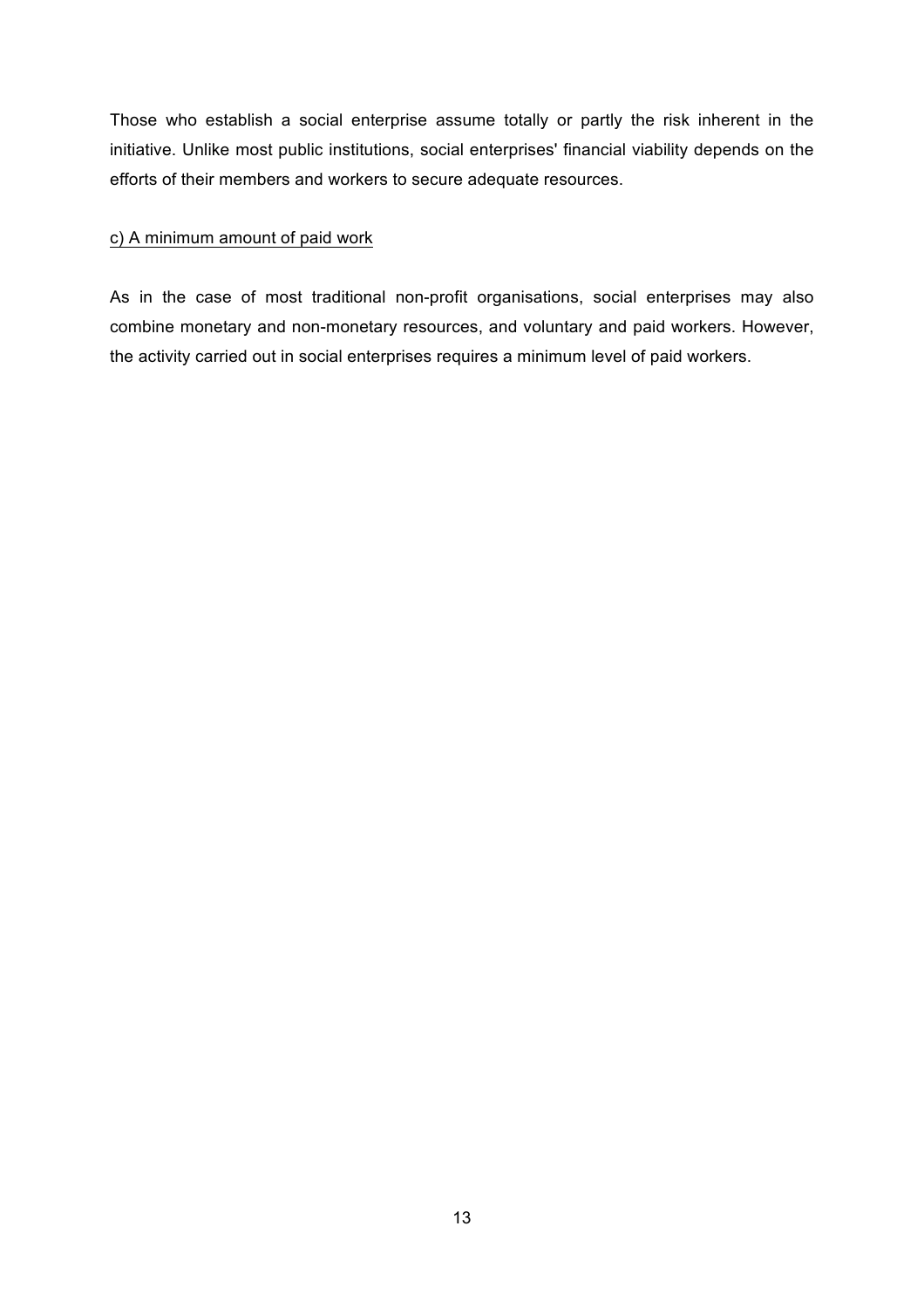Those who establish a social enterprise assume totally or partly the risk inherent in the initiative. Unlike most public institutions, social enterprises' financial viability depends on the efforts of their members and workers to secure adequate resources.

<u>c) A minimum amount of paid work</u>

As in the case of most traditional non-profit organisations, social enterprises may also combine monetary and non-monetary resources, and voluntary and paid workers. However, the activity carried out in social enterprises requires a minimum level of paid workers.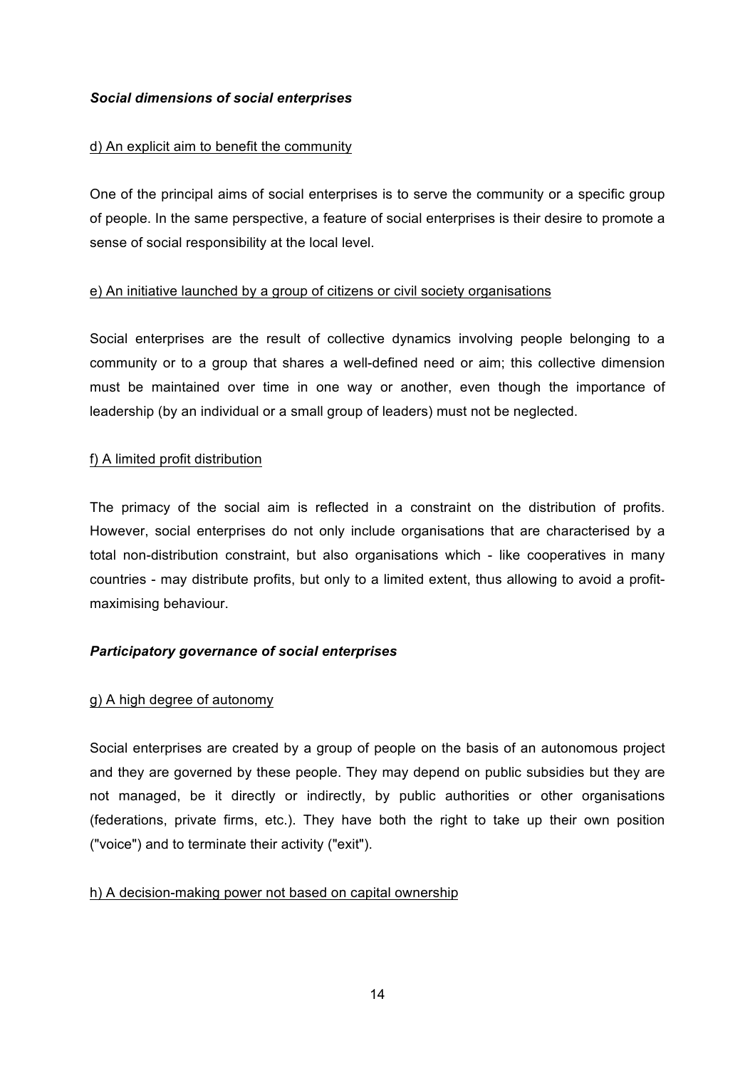***Social dimensions of social enterprises***

d) An explicit aim to benefit the community

One of the principal aims of social enterprises is to serve the community or a specific group of people. In the same perspective, a feature of social enterprises is their desire to promote a sense of social responsibility at the local level.

e) An initiative launched by a group of citizens or civil society organisations

Social enterprises are the result of collective dynamics involving people belonging to a community or to a group that shares a well-defined need or aim; this collective dimension must be maintained over time in one way or another, even though the importance of leadership (by an individual or a small group of leaders) must not be neglected.

f) A limited profit distribution

The primacy of the social aim is reflected in a constraint on the distribution of profits. However, social enterprises do not only include organisations that are characterised by a total non-distribution constraint, but also organisations which - like cooperatives in many countries - may distribute profits, but only to a limited extent, thus allowing to avoid a profit-maximising behaviour.

***Participatory governance of social enterprises***

g) A high degree of autonomy

Social enterprises are created by a group of people on the basis of an autonomous project and they are governed by these people. They may depend on public subsidies but they are not managed, be it directly or indirectly, by public authorities or other organisations (federations, private firms, etc.). They have both the right to take up their own position ("voice") and to terminate their activity ("exit").

h) A decision-making power not based on capital ownership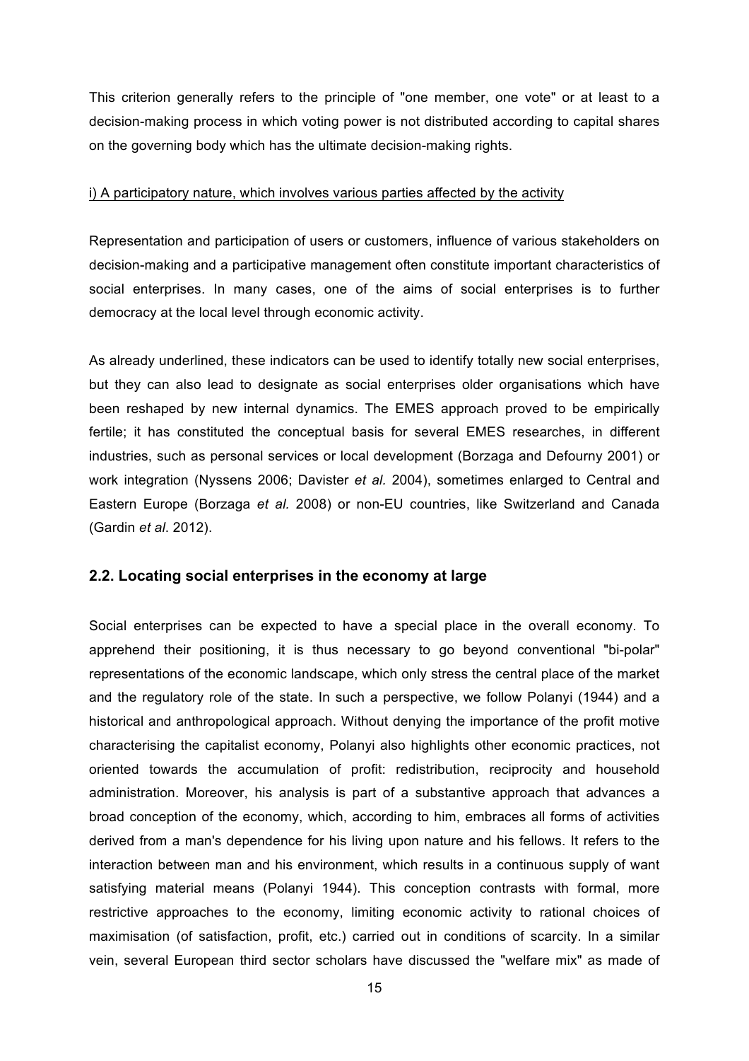This criterion generally refers to the principle of "one member, one vote" or at least to a decision-making process in which voting power is not distributed according to capital shares on the governing body which has the ultimate decision-making rights.

i) A participatory nature, which involves various parties affected by the activity

Representation and participation of users or customers, influence of various stakeholders on decision-making and a participative management often constitute important characteristics of social enterprises. In many cases, one of the aims of social enterprises is to further democracy at the local level through economic activity.

As already underlined, these indicators can be used to identify totally new social enterprises, but they can also lead to designate as social enterprises older organisations which have been reshaped by new internal dynamics. The EMES approach proved to be empirically fertile; it has constituted the conceptual basis for several EMES researches, in different industries, such as personal services or local development (Borzaga and Defourny 2001) or work integration (Nyssens 2006; Davister *et al.* 2004), sometimes enlarged to Central and Eastern Europe (Borzaga *et al.* 2008) or non-EU countries, like Switzerland and Canada (Gardin *et al*. 2012).

## 2.2. Locating social enterprises in the economy at large

Social enterprises can be expected to have a special place in the overall economy. To apprehend their positioning, it is thus necessary to go beyond conventional "bi-polar" representations of the economic landscape, which only stress the central place of the market and the regulatory role of the state. In such a perspective, we follow Polanyi (1944) and a historical and anthropological approach. Without denying the importance of the profit motive characterising the capitalist economy, Polanyi also highlights other economic practices, not oriented towards the accumulation of profit: redistribution, reciprocity and household administration. Moreover, his analysis is part of a substantive approach that advances a broad conception of the economy, which, according to him, embraces all forms of activities derived from a man's dependence for his living upon nature and his fellows. It refers to the interaction between man and his environment, which results in a continuous supply of want satisfying material means (Polanyi 1944). This conception contrasts with formal, more restrictive approaches to the economy, limiting economic activity to rational choices of maximisation (of satisfaction, profit, etc.) carried out in conditions of scarcity. In a similar vein, several European third sector scholars have discussed the "welfare mix" as made of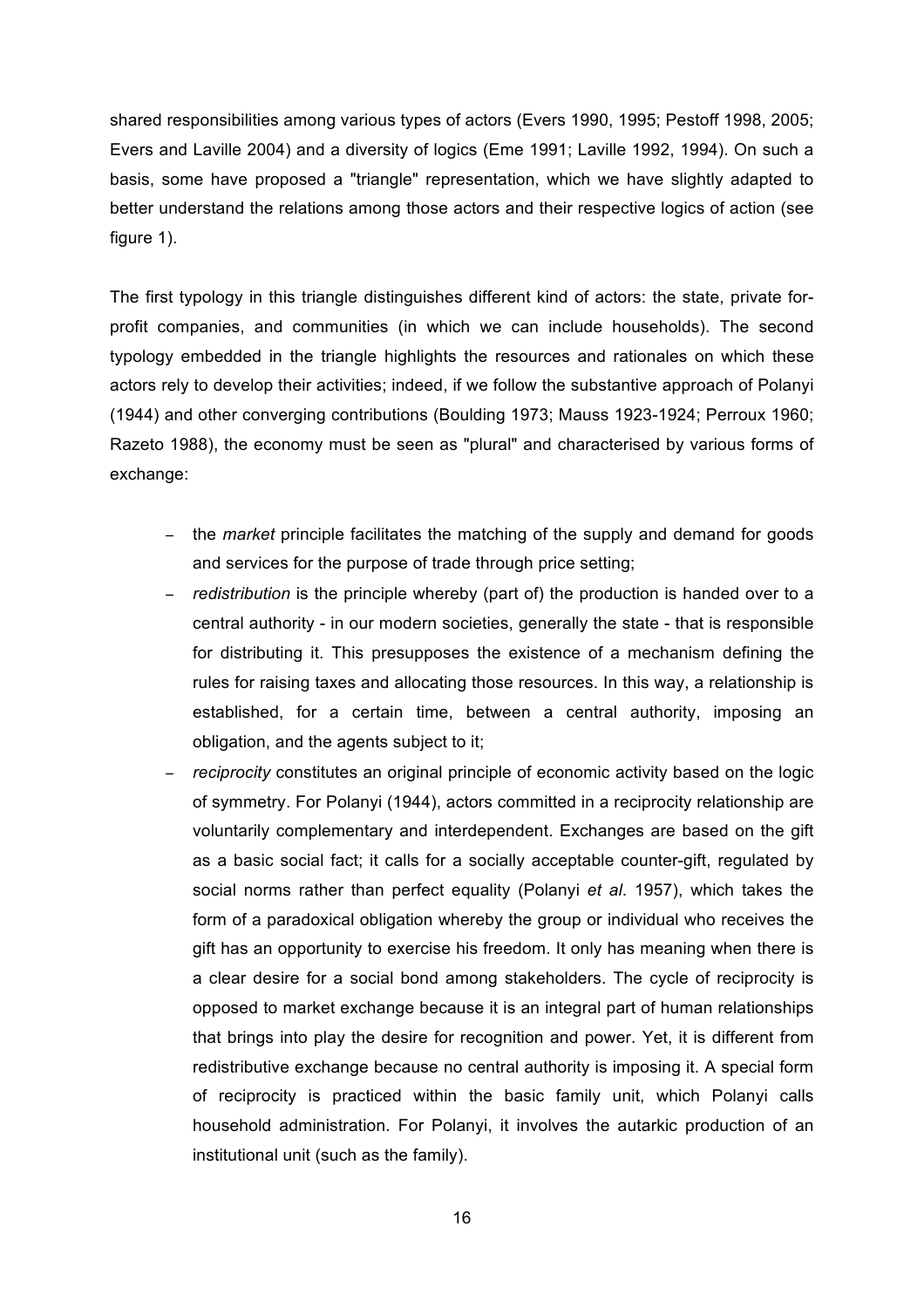shared responsibilities among various types of actors (Evers 1990, 1995; Pestoff 1998, 2005; Evers and Laville 2004) and a diversity of logics (Eme 1991; Laville 1992, 1994). On such a basis, some have proposed a "triangle" representation, which we have slightly adapted to better understand the relations among those actors and their respective logics of action (see figure 1).

The first typology in this triangle distinguishes different kind of actors: the state, private for-profit companies, and communities (in which we can include households). The second typology embedded in the triangle highlights the resources and rationales on which these actors rely to develop their activities; indeed, if we follow the substantive approach of Polanyi (1944) and other converging contributions (Boulding 1973; Mauss 1923-1924; Perroux 1960; Razeto 1988), the economy must be seen as "plural" and characterised by various forms of exchange:

- the *market* principle facilitates the matching of the supply and demand for goods and services for the purpose of trade through price setting;
- *redistribution* is the principle whereby (part of) the production is handed over to a central authority - in our modern societies, generally the state - that is responsible for distributing it. This presupposes the existence of a mechanism defining the rules for raising taxes and allocating those resources. In this way, a relationship is established, for a certain time, between a central authority, imposing an obligation, and the agents subject to it;
- *reciprocity* constitutes an original principle of economic activity based on the logic of symmetry. For Polanyi (1944), actors committed in a reciprocity relationship are voluntarily complementary and interdependent. Exchanges are based on the gift as a basic social fact; it calls for a socially acceptable counter-gift, regulated by social norms rather than perfect equality (Polanyi *et al*. 1957), which takes the form of a paradoxical obligation whereby the group or individual who receives the gift has an opportunity to exercise his freedom. It only has meaning when there is a clear desire for a social bond among stakeholders. The cycle of reciprocity is opposed to market exchange because it is an integral part of human relationships that brings into play the desire for recognition and power. Yet, it is different from redistributive exchange because no central authority is imposing it. A special form of reciprocity is practiced within the basic family unit, which Polanyi calls household administration. For Polanyi, it involves the autarkic production of an institutional unit (such as the family).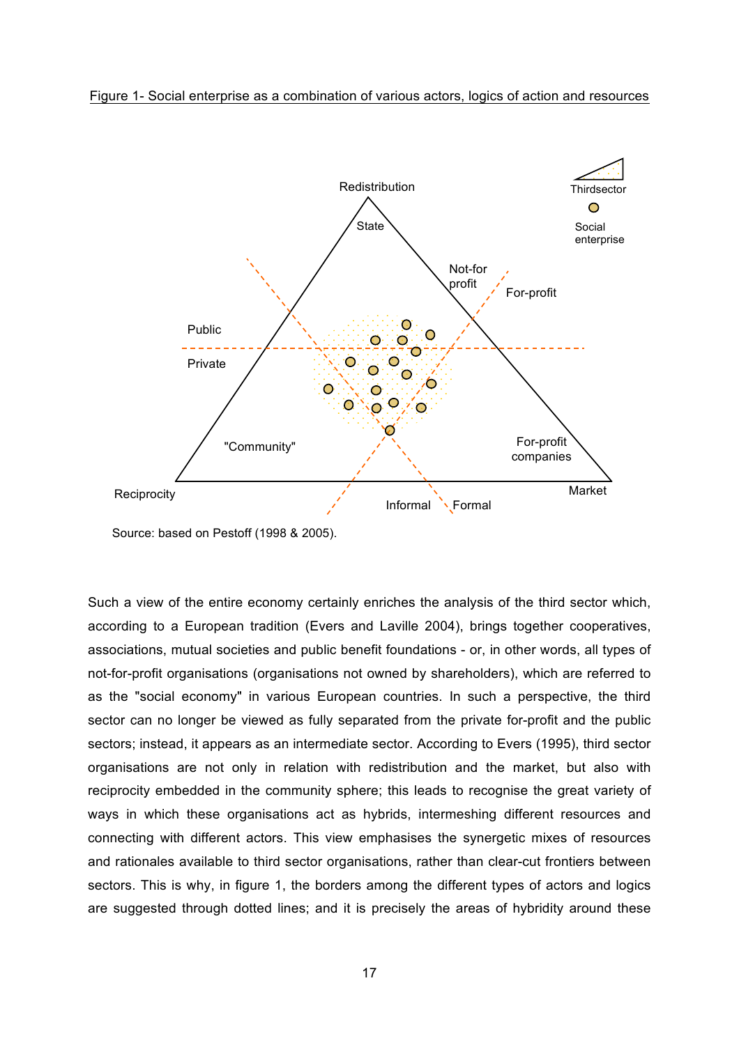Figure 1- Social enterprise as a combination of various actors, logics of action and resources

Source: based on Pestoff (1998 & 2005).

Such a view of the entire economy certainly enriches the analysis of the third sector which, according to a European tradition (Evers and Laville 2004), brings together cooperatives, associations, mutual societies and public benefit foundations - or, in other words, all types of not-for-profit organisations (organisations not owned by shareholders), which are referred to as the "social economy" in various European countries. In such a perspective, the third sector can no longer be viewed as fully separated from the private for-profit and the public sectors; instead, it appears as an intermediate sector. According to Evers (1995), third sector organisations are not only in relation with redistribution and the market, but also with reciprocity embedded in the community sphere; this leads to recognise the great variety of ways in which these organisations act as hybrids, intermeshing different resources and connecting with different actors. This view emphasises the synergetic mixes of resources and rationales available to third sector organisations, rather than clear-cut frontiers between sectors. This is why, in figure 1, the borders among the different types of actors and logics are suggested through dotted lines; and it is precisely the areas of hybridity around these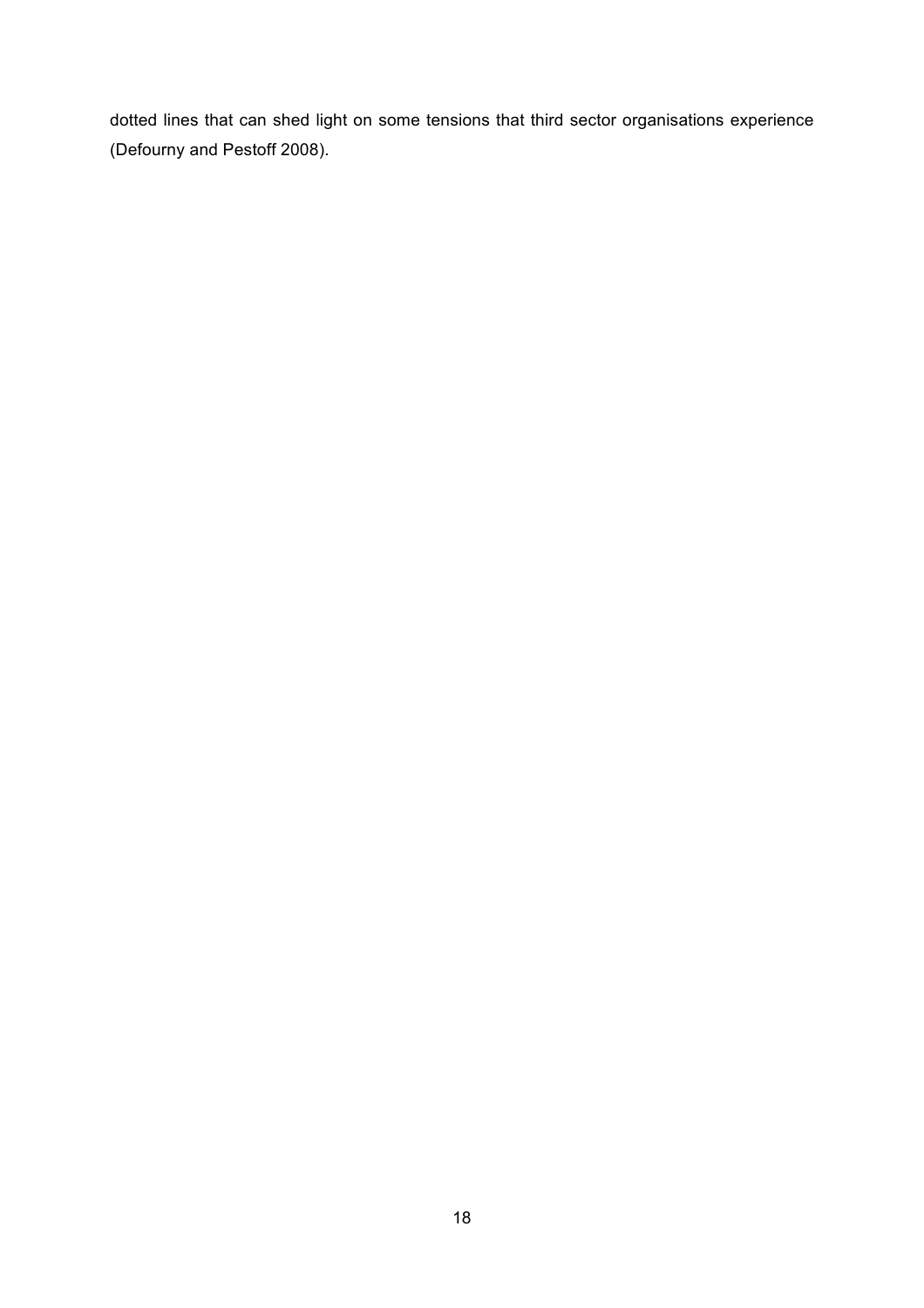dotted lines that can shed light on some tensions that third sector organisations experience (Defourny and Pestoff 2008).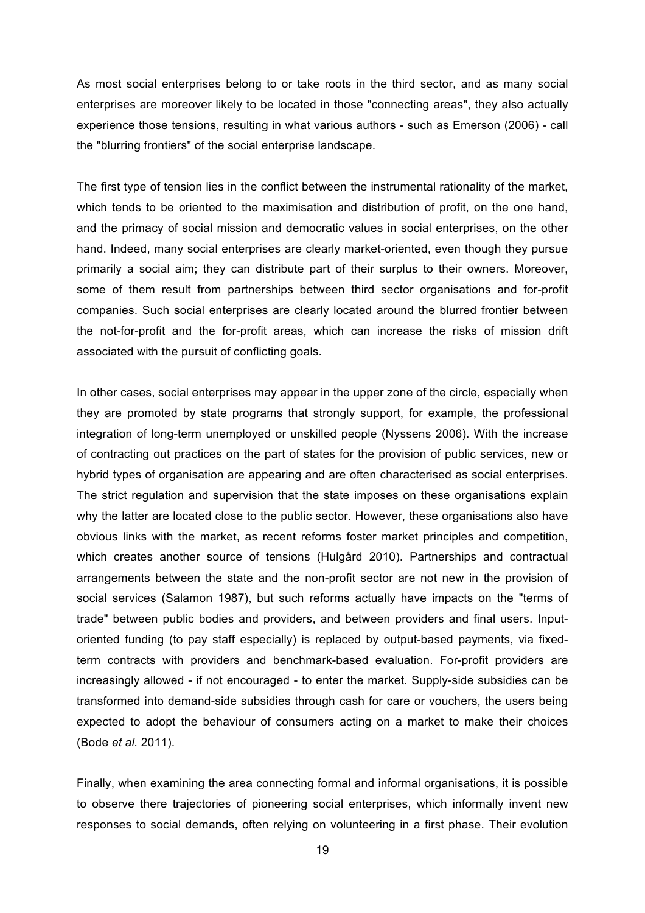As most social enterprises belong to or take roots in the third sector, and as many social enterprises are moreover likely to be located in those "connecting areas", they also actually experience those tensions, resulting in what various authors - such as Emerson (2006) - call the "blurring frontiers" of the social enterprise landscape.

The first type of tension lies in the conflict between the instrumental rationality of the market, which tends to be oriented to the maximisation and distribution of profit, on the one hand, and the primacy of social mission and democratic values in social enterprises, on the other hand. Indeed, many social enterprises are clearly market-oriented, even though they pursue primarily a social aim; they can distribute part of their surplus to their owners. Moreover, some of them result from partnerships between third sector organisations and for-profit companies. Such social enterprises are clearly located around the blurred frontier between the not-for-profit and the for-profit areas, which can increase the risks of mission drift associated with the pursuit of conflicting goals.

In other cases, social enterprises may appear in the upper zone of the circle, especially when they are promoted by state programs that strongly support, for example, the professional integration of long-term unemployed or unskilled people (Nyssens 2006). With the increase of contracting out practices on the part of states for the provision of public services, new or hybrid types of organisation are appearing and are often characterised as social enterprises. The strict regulation and supervision that the state imposes on these organisations explain why the latter are located close to the public sector. However, these organisations also have obvious links with the market, as recent reforms foster market principles and competition, which creates another source of tensions (Hulgård 2010). Partnerships and contractual arrangements between the state and the non-profit sector are not new in the provision of social services (Salamon 1987), but such reforms actually have impacts on the "terms of trade" between public bodies and providers, and between providers and final users. Input-oriented funding (to pay staff especially) is replaced by output-based payments, via fixed-term contracts with providers and benchmark-based evaluation. For-profit providers are increasingly allowed - if not encouraged - to enter the market. Supply-side subsidies can be transformed into demand-side subsidies through cash for care or vouchers, the users being expected to adopt the behaviour of consumers acting on a market to make their choices (Bode *et al.* 2011).

Finally, when examining the area connecting formal and informal organisations, it is possible to observe there trajectories of pioneering social enterprises, which informally invent new responses to social demands, often relying on volunteering in a first phase. Their evolution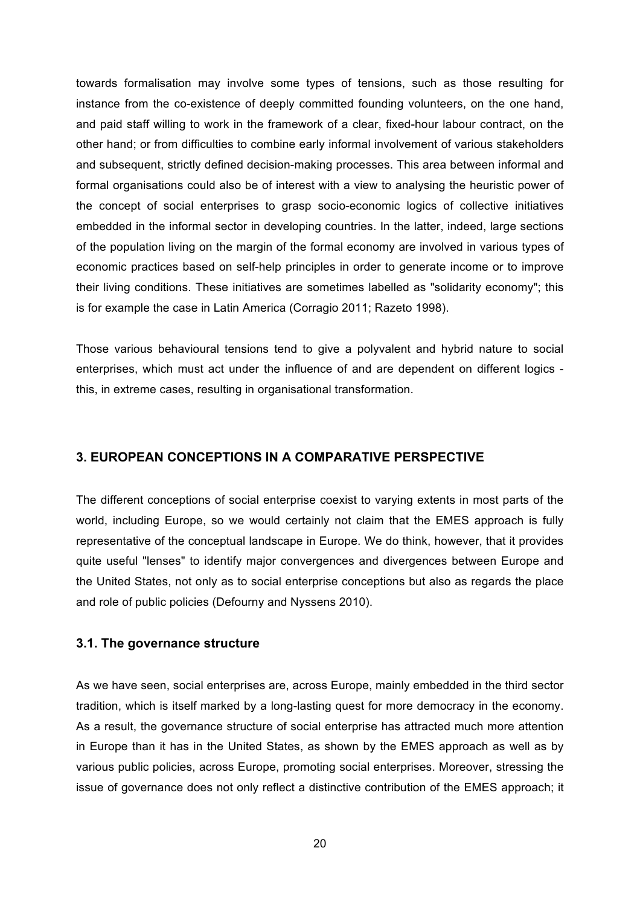towards formalisation may involve some types of tensions, such as those resulting for instance from the co-existence of deeply committed founding volunteers, on the one hand, and paid staff willing to work in the framework of a clear, fixed-hour labour contract, on the other hand; or from difficulties to combine early informal involvement of various stakeholders and subsequent, strictly defined decision-making processes. This area between informal and formal organisations could also be of interest with a view to analysing the heuristic power of the concept of social enterprises to grasp socio-economic logics of collective initiatives embedded in the informal sector in developing countries. In the latter, indeed, large sections of the population living on the margin of the formal economy are involved in various types of economic practices based on self-help principles in order to generate income or to improve their living conditions. These initiatives are sometimes labelled as "solidarity economy"; this is for example the case in Latin America (Corragio 2011; Razeto 1998).

Those various behavioural tensions tend to give a polyvalent and hybrid nature to social enterprises, which must act under the influence of and are dependent on different logics - this, in extreme cases, resulting in organisational transformation.

## 3. EUROPEAN CONCEPTIONS IN A COMPARATIVE PERSPECTIVE

The different conceptions of social enterprise coexist to varying extents in most parts of the world, including Europe, so we would certainly not claim that the EMES approach is fully representative of the conceptual landscape in Europe. We do think, however, that it provides quite useful "lenses" to identify major convergences and divergences between Europe and the United States, not only as to social enterprise conceptions but also as regards the place and role of public policies (Defourny and Nyssens 2010).

### 3.1. The governance structure

As we have seen, social enterprises are, across Europe, mainly embedded in the third sector tradition, which is itself marked by a long-lasting quest for more democracy in the economy. As a result, the governance structure of social enterprise has attracted much more attention in Europe than it has in the United States, as shown by the EMES approach as well as by various public policies, across Europe, promoting social enterprises. Moreover, stressing the issue of governance does not only reflect a distinctive contribution of the EMES approach; it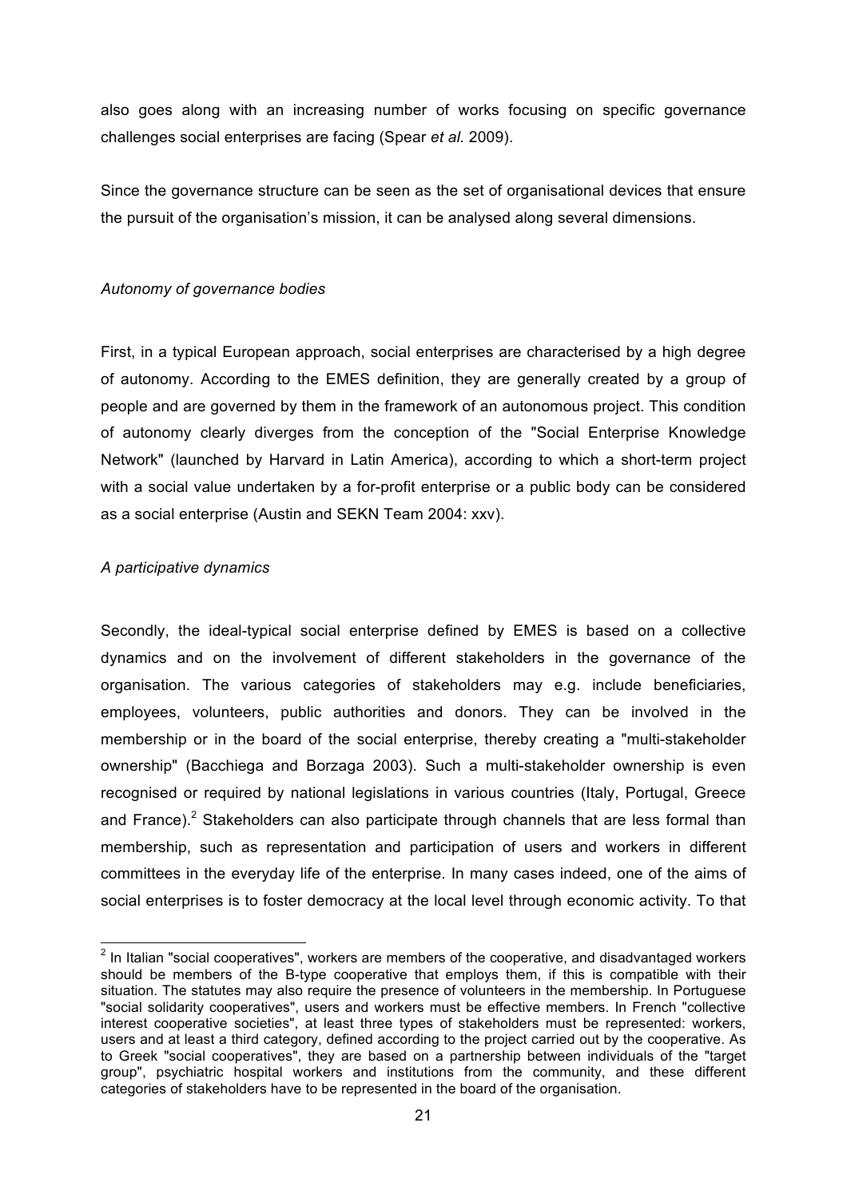also goes along with an increasing number of works focusing on specific governance challenges social enterprises are facing (Spear *et al.* 2009).

Since the governance structure can be seen as the set of organisational devices that ensure the pursuit of the organisation's mission, it can be analysed along several dimensions.

*Autonomy of governance bodies*

First, in a typical European approach, social enterprises are characterised by a high degree of autonomy. According to the EMES definition, they are generally created by a group of people and are governed by them in the framework of an autonomous project. This condition of autonomy clearly diverges from the conception of the "Social Enterprise Knowledge Network" (launched by Harvard in Latin America), according to which a short-term project with a social value undertaken by a for-profit enterprise or a public body can be considered as a social enterprise (Austin and SEKN Team 2004: xxv).

*A participative dynamics*

Secondly, the ideal-typical social enterprise defined by EMES is based on a collective dynamics and on the involvement of different stakeholders in the governance of the organisation. The various categories of stakeholders may e.g. include beneficiaries, employees, volunteers, public authorities and donors. They can be involved in the membership or in the board of the social enterprise, thereby creating a "multi-stakeholder ownership" (Bacchiega and Borzaga 2003). Such a multi-stakeholder ownership is even recognised or required by national legislations in various countries (Italy, Portugal, Greece and France).[2] Stakeholders can also participate through channels that are less formal than membership, such as representation and participation of users and workers in different committees in the everyday life of the enterprise. In many cases indeed, one of the aims of social enterprises is to foster democracy at the local level through economic activity. To that

[2] In Italian "social cooperatives", workers are members of the cooperative, and disadvantaged workers should be members of the B-type cooperative that employs them, if this is compatible with their situation. The statutes may also require the presence of volunteers in the membership. In Portuguese "social solidarity cooperatives", users and workers must be effective members. In French "collective interest cooperative societies", at least three types of stakeholders must be represented: workers, users and at least a third category, defined according to the project carried out by the cooperative. As to Greek "social cooperatives", they are based on a partnership between individuals of the "target group", psychiatric hospital workers and institutions from the community, and these different categories of stakeholders have to be represented in the board of the organisation.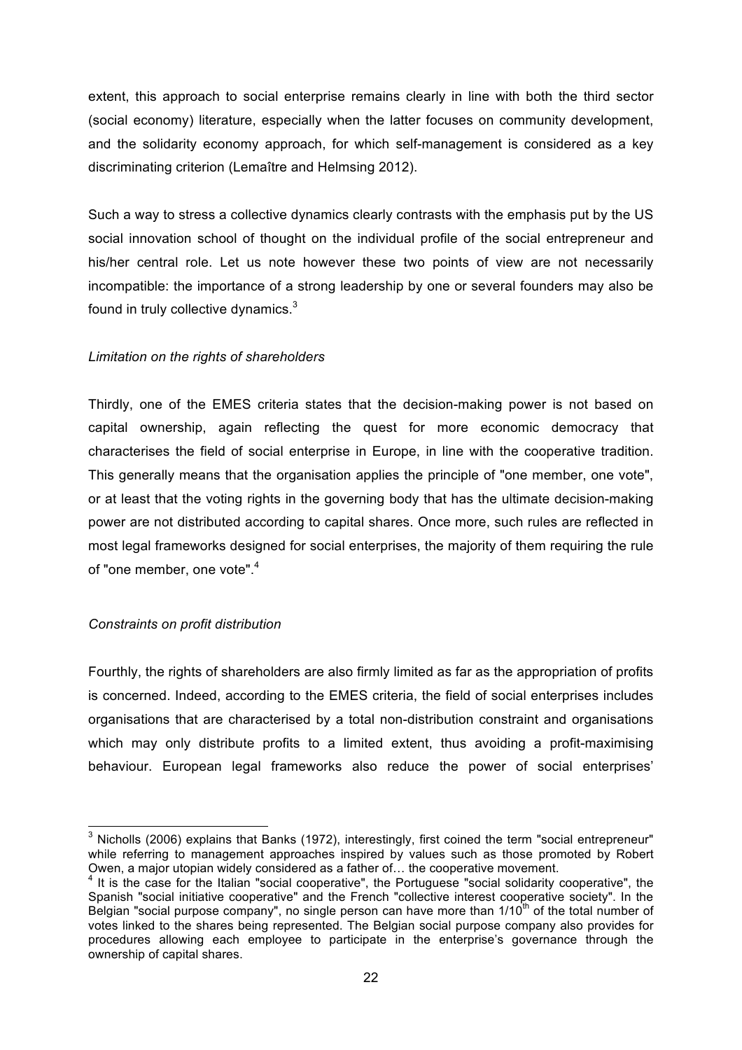extent, this approach to social enterprise remains clearly in line with both the third sector (social economy) literature, especially when the latter focuses on community development, and the solidarity economy approach, for which self-management is considered as a key discriminating criterion (Lemaître and Helmsing 2012).

Such a way to stress a collective dynamics clearly contrasts with the emphasis put by the US social innovation school of thought on the individual profile of the social entrepreneur and his/her central role. Let us note however these two points of view are not necessarily incompatible: the importance of a strong leadership by one or several founders may also be found in truly collective dynamics.[3]

*Limitation on the rights of shareholders*

Thirdly, one of the EMES criteria states that the decision-making power is not based on capital ownership, again reflecting the quest for more economic democracy that characterises the field of social enterprise in Europe, in line with the cooperative tradition. This generally means that the organisation applies the principle of "one member, one vote", or at least that the voting rights in the governing body that has the ultimate decision-making power are not distributed according to capital shares. Once more, such rules are reflected in most legal frameworks designed for social enterprises, the majority of them requiring the rule of "one member, one vote".[4]

*Constraints on profit distribution*

Fourthly, the rights of shareholders are also firmly limited as far as the appropriation of profits is concerned. Indeed, according to the EMES criteria, the field of social enterprises includes organisations that are characterised by a total non-distribution constraint and organisations which may only distribute profits to a limited extent, thus avoiding a profit-maximising behaviour. European legal frameworks also reduce the power of social enterprises'

---

[3] Nicholls (2006) explains that Banks (1972), interestingly, first coined the term "social entrepreneur" while referring to management approaches inspired by values such as those promoted by Robert Owen, a major utopian widely considered as a father of… the cooperative movement.

[4] It is the case for the Italian "social cooperative", the Portuguese "social solidarity cooperative", the Spanish "social initiative cooperative" and the French "collective interest cooperative society". In the Belgian "social purpose company", no single person can have more than 1/10th of the total number of votes linked to the shares being represented. The Belgian social purpose company also provides for procedures allowing each employee to participate in the enterprise's governance through the ownership of capital shares.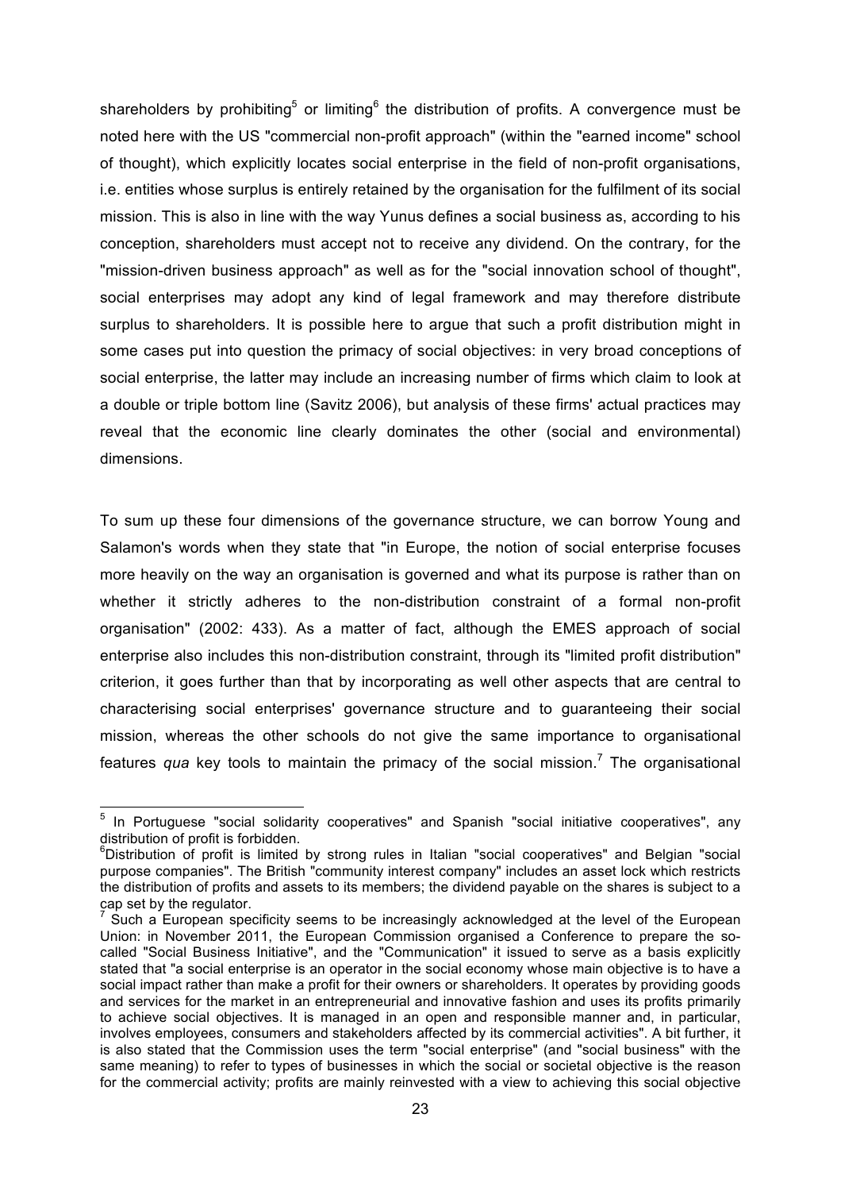shareholders by prohibiting[5] or limiting[6] the distribution of profits. A convergence must be noted here with the US "commercial non-profit approach" (within the "earned income" school of thought), which explicitly locates social enterprise in the field of non-profit organisations, i.e. entities whose surplus is entirely retained by the organisation for the fulfilment of its social mission. This is also in line with the way Yunus defines a social business as, according to his conception, shareholders must accept not to receive any dividend. On the contrary, for the "mission-driven business approach" as well as for the "social innovation school of thought", social enterprises may adopt any kind of legal framework and may therefore distribute surplus to shareholders. It is possible here to argue that such a profit distribution might in some cases put into question the primacy of social objectives: in very broad conceptions of social enterprise, the latter may include an increasing number of firms which claim to look at a double or triple bottom line (Savitz 2006), but analysis of these firms' actual practices may reveal that the economic line clearly dominates the other (social and environmental) dimensions.

To sum up these four dimensions of the governance structure, we can borrow Young and Salamon's words when they state that "in Europe, the notion of social enterprise focuses more heavily on the way an organisation is governed and what its purpose is rather than on whether it strictly adheres to the non-distribution constraint of a formal non-profit organisation" (2002: 433). As a matter of fact, although the EMES approach of social enterprise also includes this non-distribution constraint, through its "limited profit distribution" criterion, it goes further than that by incorporating as well other aspects that are central to characterising social enterprises' governance structure and to guaranteeing their social mission, whereas the other schools do not give the same importance to organisational features *qua* key tools to maintain the primacy of the social mission.[7] The organisational

---

[5] In Portuguese "social solidarity cooperatives" and Spanish "social initiative cooperatives", any distribution of profit is forbidden.

[6] Distribution of profit is limited by strong rules in Italian "social cooperatives" and Belgian "social purpose companies". The British "community interest company" includes an asset lock which restricts the distribution of profits and assets to its members; the dividend payable on the shares is subject to a cap set by the regulator.

[7] Such a European specificity seems to be increasingly acknowledged at the level of the European Union: in November 2011, the European Commission organised a Conference to prepare the so-called "Social Business Initiative", and the "Communication" it issued to serve as a basis explicitly stated that "a social enterprise is an operator in the social economy whose main objective is to have a social impact rather than make a profit for their owners or shareholders. It operates by providing goods and services for the market in an entrepreneurial and innovative fashion and uses its profits primarily to achieve social objectives. It is managed in an open and responsible manner and, in particular, involves employees, consumers and stakeholders affected by its commercial activities". A bit further, it is also stated that the Commission uses the term "social enterprise" (and "social business" with the same meaning) to refer to types of businesses in which the social or societal objective is the reason for the commercial activity; profits are mainly reinvested with a view to achieving this social objective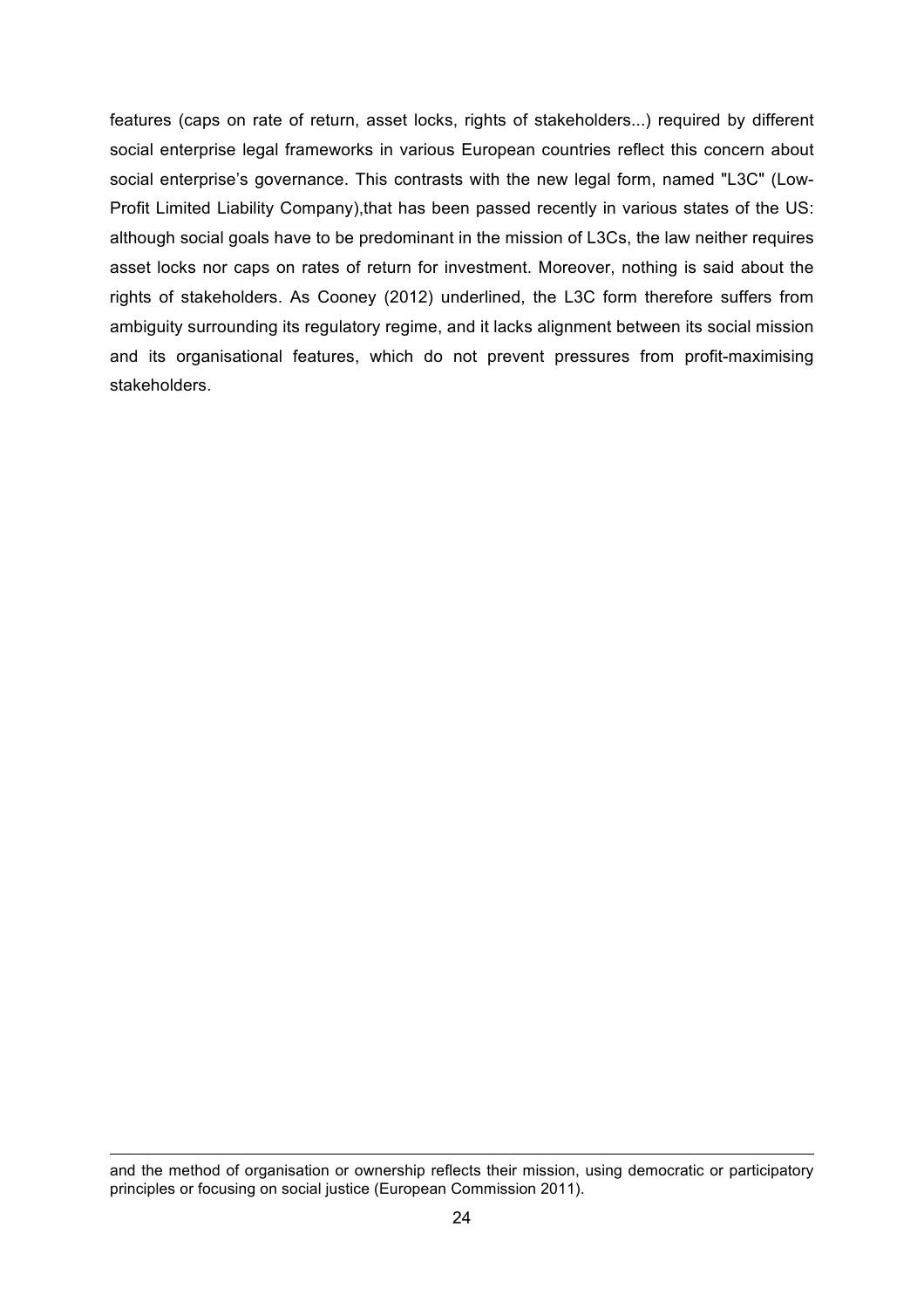features (caps on rate of return, asset locks, rights of stakeholders...) required by different social enterprise legal frameworks in various European countries reflect this concern about social enterprise's governance. This contrasts with the new legal form, named "L3C" (Low-Profit Limited Liability Company),that has been passed recently in various states of the US: although social goals have to be predominant in the mission of L3Cs, the law neither requires asset locks nor caps on rates of return for investment. Moreover, nothing is said about the rights of stakeholders. As Cooney (2012) underlined, the L3C form therefore suffers from ambiguity surrounding its regulatory regime, and it lacks alignment between its social mission and its organisational features, which do not prevent pressures from profit-maximising stakeholders.

---

and the method of organisation or ownership reflects their mission, using democratic or participatory principles or focusing on social justice (European Commission 2011).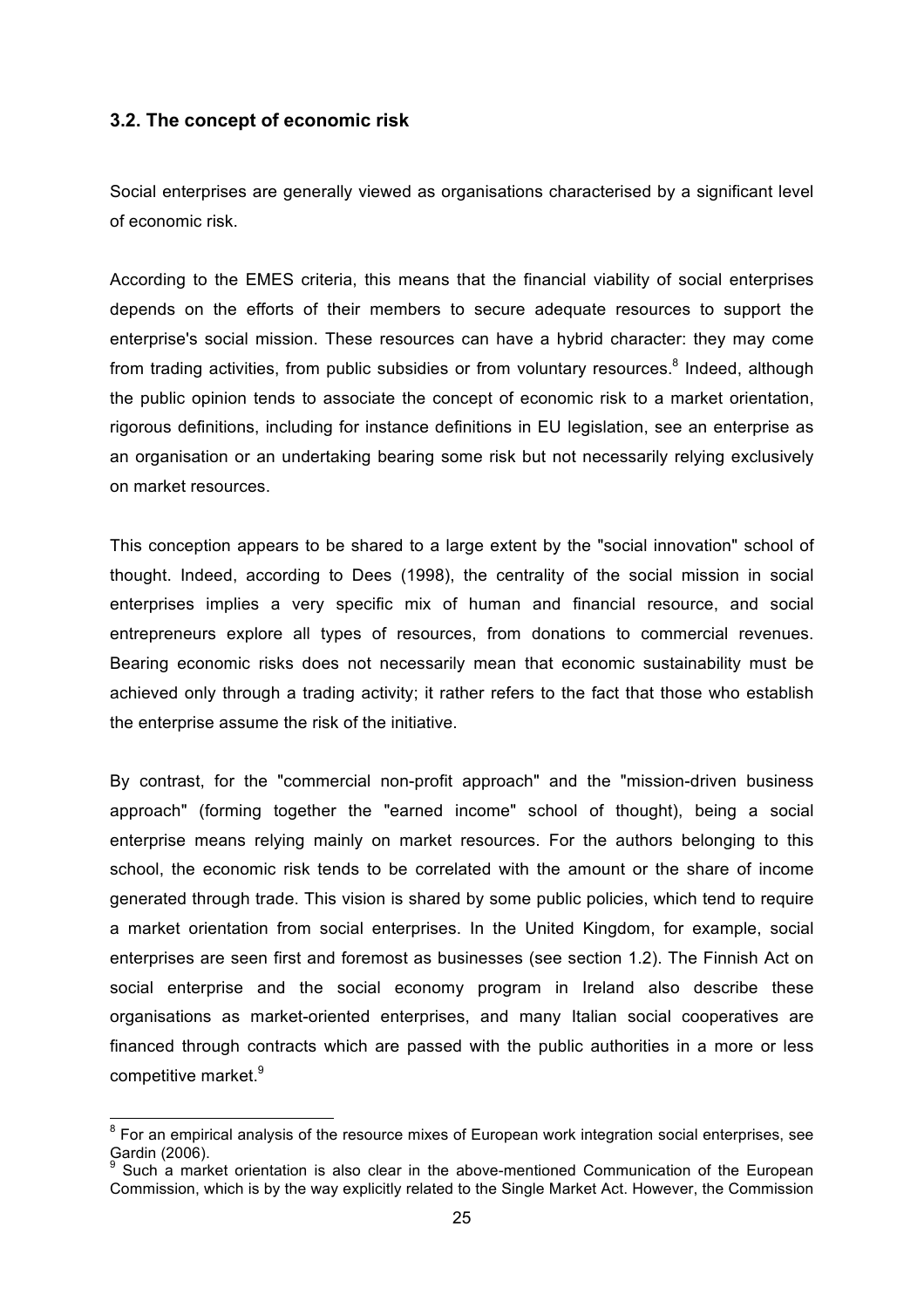### 3.2. The concept of economic risk

Social enterprises are generally viewed as organisations characterised by a significant level of economic risk.

According to the EMES criteria, this means that the financial viability of social enterprises depends on the efforts of their members to secure adequate resources to support the enterprise's social mission. These resources can have a hybrid character: they may come from trading activities, from public subsidies or from voluntary resources.[8] Indeed, although the public opinion tends to associate the concept of economic risk to a market orientation, rigorous definitions, including for instance definitions in EU legislation, see an enterprise as an organisation or an undertaking bearing some risk but not necessarily relying exclusively on market resources.

This conception appears to be shared to a large extent by the "social innovation" school of thought. Indeed, according to Dees (1998), the centrality of the social mission in social enterprises implies a very specific mix of human and financial resource, and social entrepreneurs explore all types of resources, from donations to commercial revenues. Bearing economic risks does not necessarily mean that economic sustainability must be achieved only through a trading activity; it rather refers to the fact that those who establish the enterprise assume the risk of the initiative.

By contrast, for the "commercial non-profit approach" and the "mission-driven business approach" (forming together the "earned income" school of thought), being a social enterprise means relying mainly on market resources. For the authors belonging to this school, the economic risk tends to be correlated with the amount or the share of income generated through trade. This vision is shared by some public policies, which tend to require a market orientation from social enterprises. In the United Kingdom, for example, social enterprises are seen first and foremost as businesses (see section 1.2). The Finnish Act on social enterprise and the social economy program in Ireland also describe these organisations as market-oriented enterprises, and many Italian social cooperatives are financed through contracts which are passed with the public authorities in a more or less competitive market.[9]

---

[8] For an empirical analysis of the resource mixes of European work integration social enterprises, see Gardin (2006).

[9] Such a market orientation is also clear in the above-mentioned Communication of the European Commission, which is by the way explicitly related to the Single Market Act. However, the Commission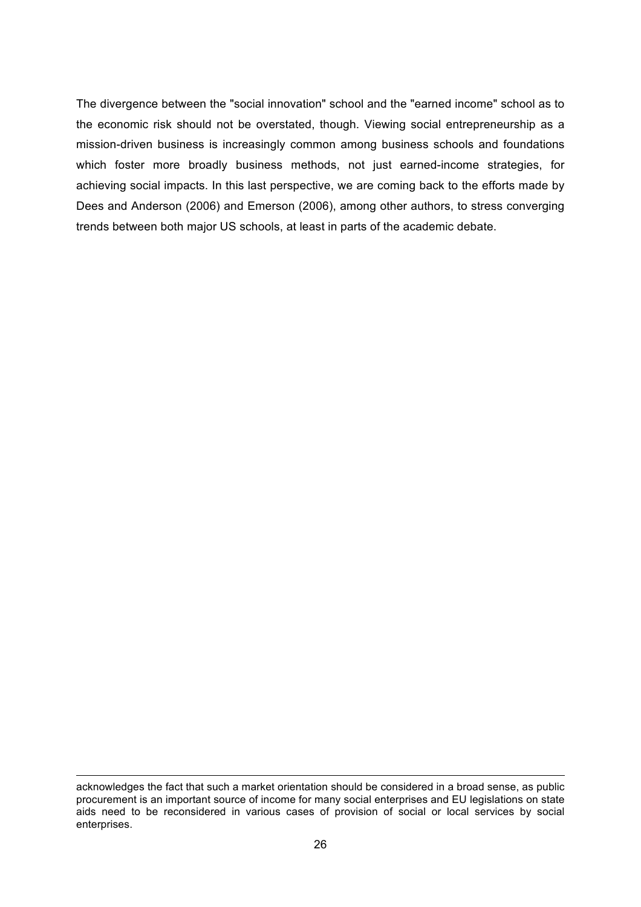The divergence between the "social innovation" school and the "earned income" school as to the economic risk should not be overstated, though. Viewing social entrepreneurship as a mission-driven business is increasingly common among business schools and foundations which foster more broadly business methods, not just earned-income strategies, for achieving social impacts. In this last perspective, we are coming back to the efforts made by Dees and Anderson (2006) and Emerson (2006), among other authors, to stress converging trends between both major US schools, at least in parts of the academic debate.

---

acknowledges the fact that such a market orientation should be considered in a broad sense, as public procurement is an important source of income for many social enterprises and EU legislations on state aids need to be reconsidered in various cases of provision of social or local services by social enterprises.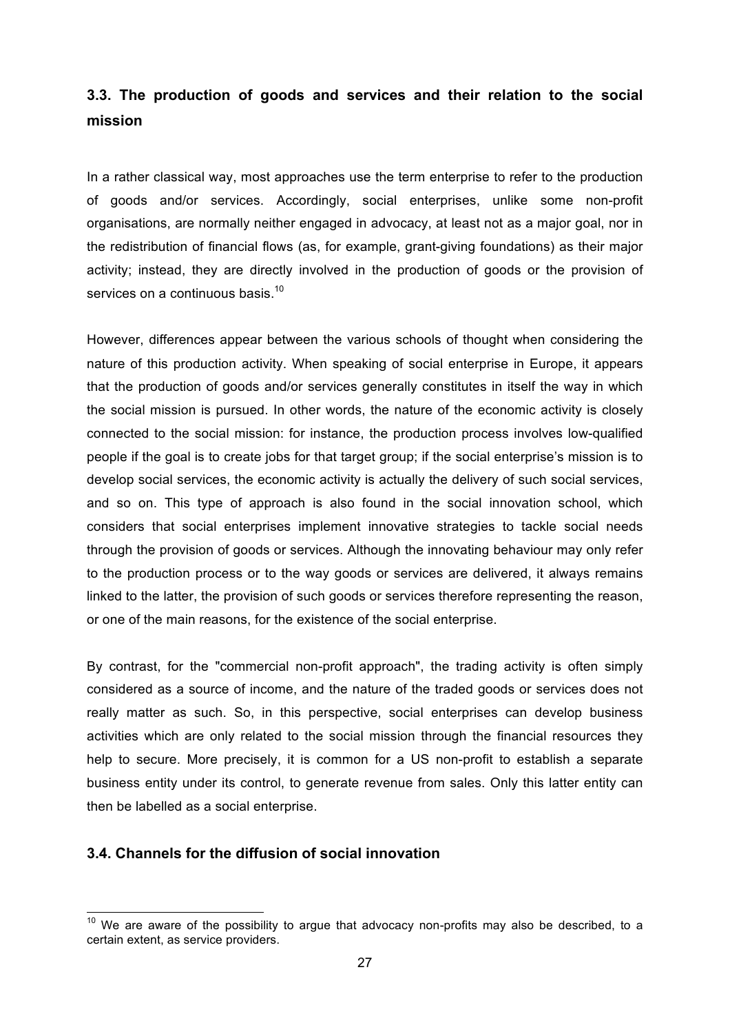### 3.3. The production of goods and services and their relation to the social mission

In a rather classical way, most approaches use the term enterprise to refer to the production of goods and/or services. Accordingly, social enterprises, unlike some non-profit organisations, are normally neither engaged in advocacy, at least not as a major goal, nor in the redistribution of financial flows (as, for example, grant-giving foundations) as their major activity; instead, they are directly involved in the production of goods or the provision of services on a continuous basis.[10]

However, differences appear between the various schools of thought when considering the nature of this production activity. When speaking of social enterprise in Europe, it appears that the production of goods and/or services generally constitutes in itself the way in which the social mission is pursued. In other words, the nature of the economic activity is closely connected to the social mission: for instance, the production process involves low-qualified people if the goal is to create jobs for that target group; if the social enterprise's mission is to develop social services, the economic activity is actually the delivery of such social services, and so on. This type of approach is also found in the social innovation school, which considers that social enterprises implement innovative strategies to tackle social needs through the provision of goods or services. Although the innovating behaviour may only refer to the production process or to the way goods or services are delivered, it always remains linked to the latter, the provision of such goods or services therefore representing the reason, or one of the main reasons, for the existence of the social enterprise.

By contrast, for the "commercial non-profit approach", the trading activity is often simply considered as a source of income, and the nature of the traded goods or services does not really matter as such. So, in this perspective, social enterprises can develop business activities which are only related to the social mission through the financial resources they help to secure. More precisely, it is common for a US non-profit to establish a separate business entity under its control, to generate revenue from sales. Only this latter entity can then be labelled as a social enterprise.

### 3.4. Channels for the diffusion of social innovation

[10] We are aware of the possibility to argue that advocacy non-profits may also be described, to a certain extent, as service providers.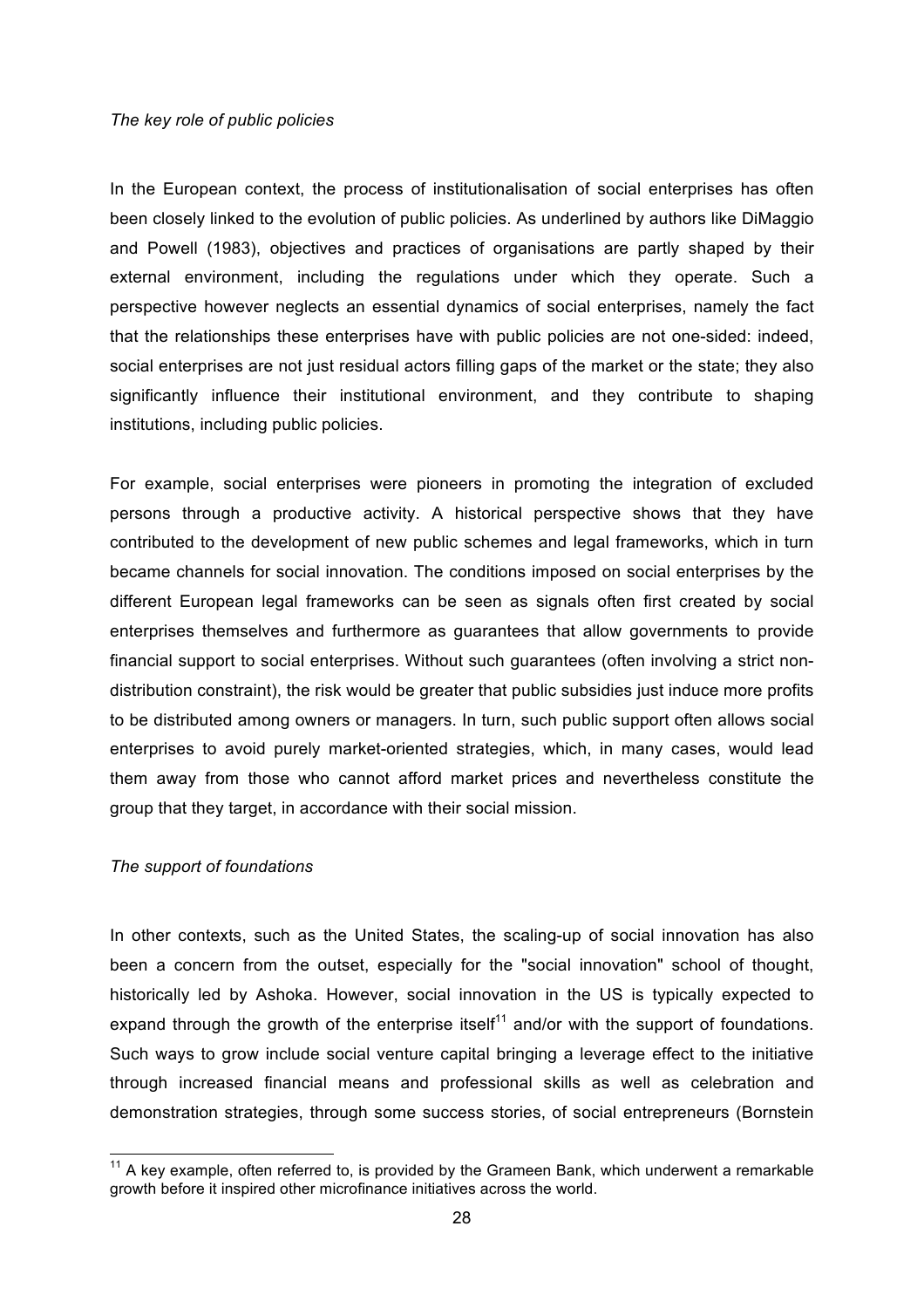*The key role of public policies*

In the European context, the process of institutionalisation of social enterprises has often been closely linked to the evolution of public policies. As underlined by authors like DiMaggio and Powell (1983), objectives and practices of organisations are partly shaped by their external environment, including the regulations under which they operate. Such a perspective however neglects an essential dynamics of social enterprises, namely the fact that the relationships these enterprises have with public policies are not one-sided: indeed, social enterprises are not just residual actors filling gaps of the market or the state; they also significantly influence their institutional environment, and they contribute to shaping institutions, including public policies.

For example, social enterprises were pioneers in promoting the integration of excluded persons through a productive activity. A historical perspective shows that they have contributed to the development of new public schemes and legal frameworks, which in turn became channels for social innovation. The conditions imposed on social enterprises by the different European legal frameworks can be seen as signals often first created by social enterprises themselves and furthermore as guarantees that allow governments to provide financial support to social enterprises. Without such guarantees (often involving a strict non-distribution constraint), the risk would be greater that public subsidies just induce more profits to be distributed among owners or managers. In turn, such public support often allows social enterprises to avoid purely market-oriented strategies, which, in many cases, would lead them away from those who cannot afford market prices and nevertheless constitute the group that they target, in accordance with their social mission.

*The support of foundations*

In other contexts, such as the United States, the scaling-up of social innovation has also been a concern from the outset, especially for the "social innovation" school of thought, historically led by Ashoka. However, social innovation in the US is typically expected to expand through the growth of the enterprise itself[11] and/or with the support of foundations. Such ways to grow include social venture capital bringing a leverage effect to the initiative through increased financial means and professional skills as well as celebration and demonstration strategies, through some success stories, of social entrepreneurs (Bornstein

[11] A key example, often referred to, is provided by the Grameen Bank, which underwent a remarkable growth before it inspired other microfinance initiatives across the world.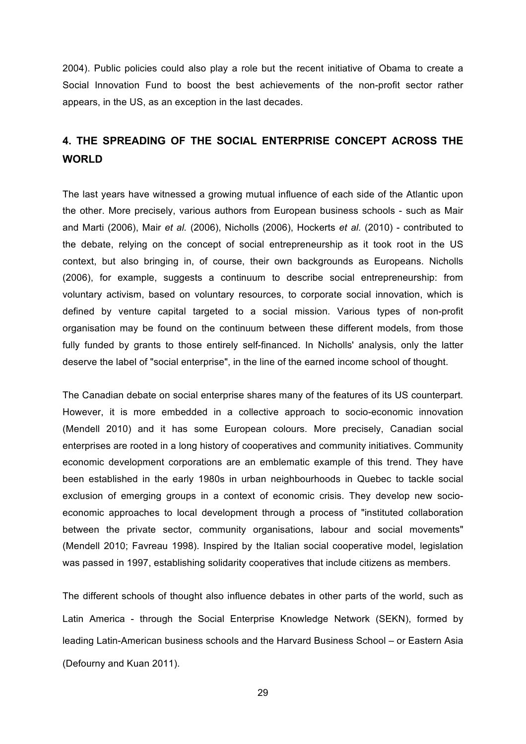2004). Public policies could also play a role but the recent initiative of Obama to create a Social Innovation Fund to boost the best achievements of the non-profit sector rather appears, in the US, as an exception in the last decades.

## 4. THE SPREADING OF THE SOCIAL ENTERPRISE CONCEPT ACROSS THE WORLD

The last years have witnessed a growing mutual influence of each side of the Atlantic upon the other. More precisely, various authors from European business schools - such as Mair and Marti (2006), Mair *et al.* (2006), Nicholls (2006), Hockerts *et al.* (2010) - contributed to the debate, relying on the concept of social entrepreneurship as it took root in the US context, but also bringing in, of course, their own backgrounds as Europeans. Nicholls (2006), for example, suggests a continuum to describe social entrepreneurship: from voluntary activism, based on voluntary resources, to corporate social innovation, which is defined by venture capital targeted to a social mission. Various types of non-profit organisation may be found on the continuum between these different models, from those fully funded by grants to those entirely self-financed. In Nicholls' analysis, only the latter deserve the label of "social enterprise", in the line of the earned income school of thought.

The Canadian debate on social enterprise shares many of the features of its US counterpart. However, it is more embedded in a collective approach to socio-economic innovation (Mendell 2010) and it has some European colours. More precisely, Canadian social enterprises are rooted in a long history of cooperatives and community initiatives. Community economic development corporations are an emblematic example of this trend. They have been established in the early 1980s in urban neighbourhoods in Quebec to tackle social exclusion of emerging groups in a context of economic crisis. They develop new socio-economic approaches to local development through a process of "instituted collaboration between the private sector, community organisations, labour and social movements" (Mendell 2010; Favreau 1998). Inspired by the Italian social cooperative model, legislation was passed in 1997, establishing solidarity cooperatives that include citizens as members.

The different schools of thought also influence debates in other parts of the world, such as Latin America - through the Social Enterprise Knowledge Network (SEKN), formed by leading Latin-American business schools and the Harvard Business School – or Eastern Asia (Defourny and Kuan 2011).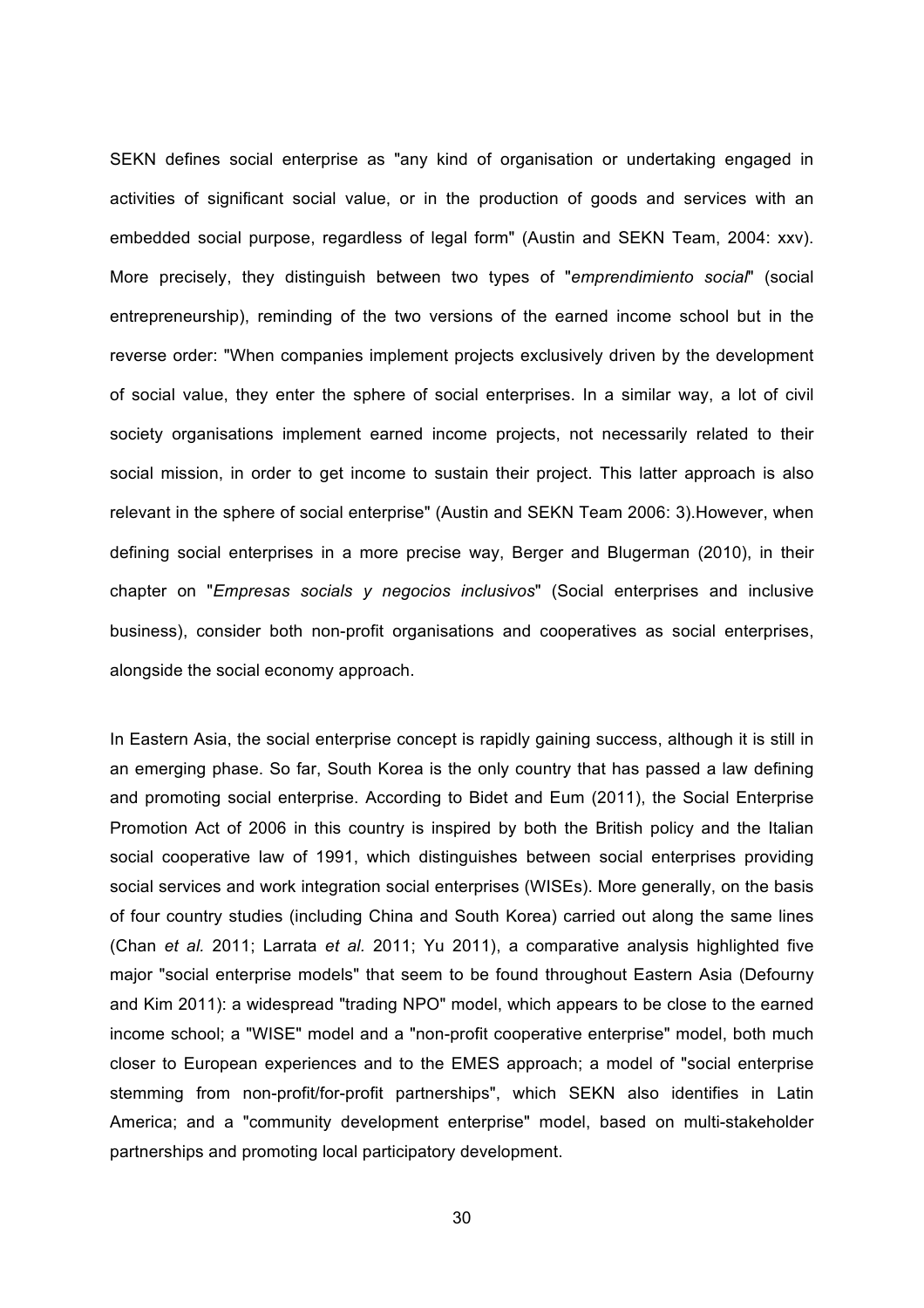SEKN defines social enterprise as "any kind of organisation or undertaking engaged in activities of significant social value, or in the production of goods and services with an embedded social purpose, regardless of legal form" (Austin and SEKN Team, 2004: xxv). More precisely, they distinguish between two types of "*emprendimiento social*" (social entrepreneurship), reminding of the two versions of the earned income school but in the reverse order: "When companies implement projects exclusively driven by the development of social value, they enter the sphere of social enterprises. In a similar way, a lot of civil society organisations implement earned income projects, not necessarily related to their social mission, in order to get income to sustain their project. This latter approach is also relevant in the sphere of social enterprise" (Austin and SEKN Team 2006: 3).However, when defining social enterprises in a more precise way, Berger and Blugerman (2010), in their chapter on "*Empresas socials y negocios inclusivos*" (Social enterprises and inclusive business), consider both non-profit organisations and cooperatives as social enterprises, alongside the social economy approach.

In Eastern Asia, the social enterprise concept is rapidly gaining success, although it is still in an emerging phase. So far, South Korea is the only country that has passed a law defining and promoting social enterprise. According to Bidet and Eum (2011), the Social Enterprise Promotion Act of 2006 in this country is inspired by both the British policy and the Italian social cooperative law of 1991, which distinguishes between social enterprises providing social services and work integration social enterprises (WISEs). More generally, on the basis of four country studies (including China and South Korea) carried out along the same lines (Chan *et al.* 2011; Larrata *et al.* 2011; Yu 2011), a comparative analysis highlighted five major "social enterprise models" that seem to be found throughout Eastern Asia (Defourny and Kim 2011): a widespread "trading NPO" model, which appears to be close to the earned income school; a "WISE" model and a "non-profit cooperative enterprise" model, both much closer to European experiences and to the EMES approach; a model of "social enterprise stemming from non-profit/for-profit partnerships", which SEKN also identifies in Latin America; and a "community development enterprise" model, based on multi-stakeholder partnerships and promoting local participatory development.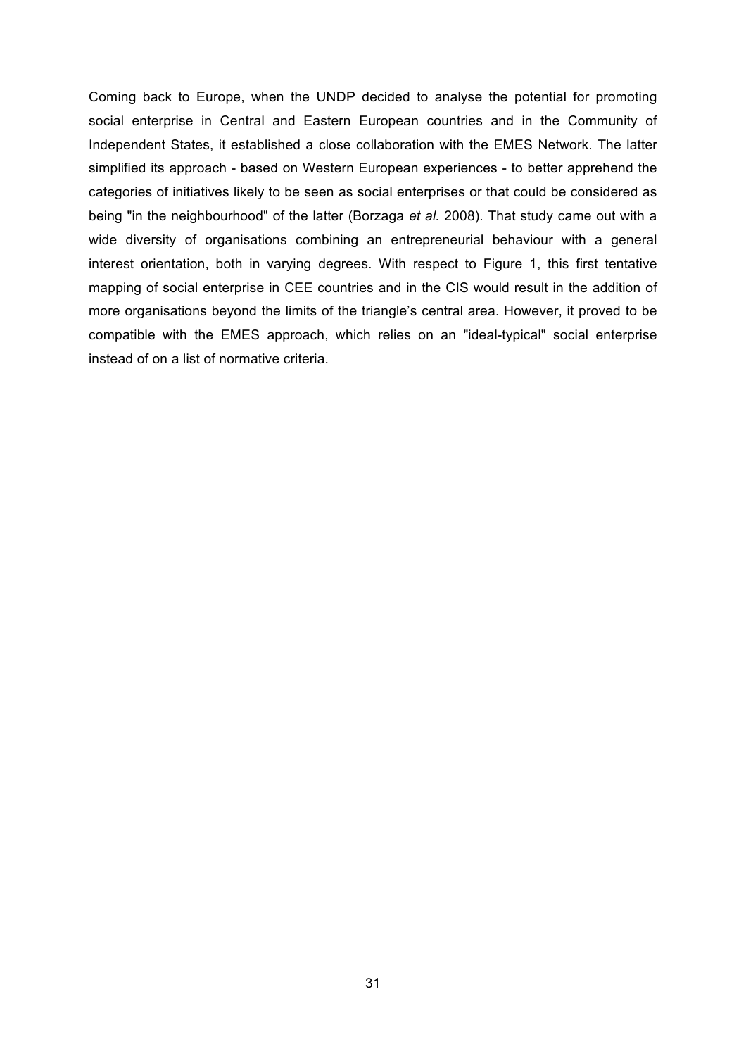Coming back to Europe, when the UNDP decided to analyse the potential for promoting social enterprise in Central and Eastern European countries and in the Community of Independent States, it established a close collaboration with the EMES Network. The latter simplified its approach - based on Western European experiences - to better apprehend the categories of initiatives likely to be seen as social enterprises or that could be considered as being "in the neighbourhood" of the latter (Borzaga *et al.* 2008). That study came out with a wide diversity of organisations combining an entrepreneurial behaviour with a general interest orientation, both in varying degrees. With respect to Figure 1, this first tentative mapping of social enterprise in CEE countries and in the CIS would result in the addition of more organisations beyond the limits of the triangle's central area. However, it proved to be compatible with the EMES approach, which relies on an "ideal-typical" social enterprise instead of on a list of normative criteria.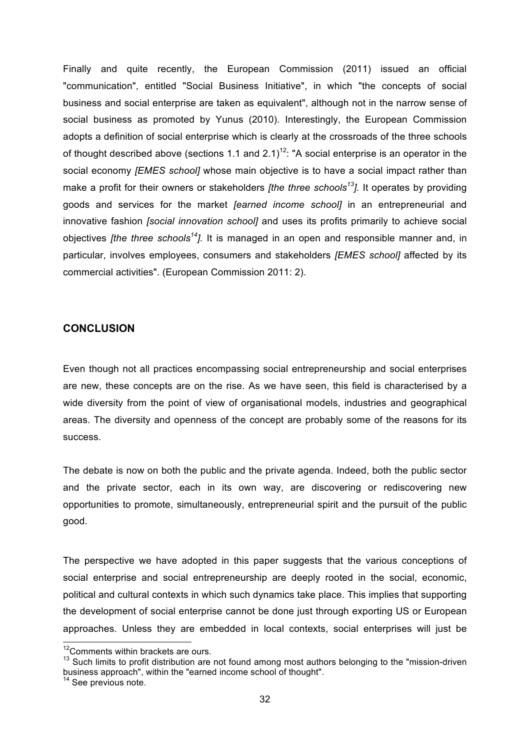Finally and quite recently, the European Commission (2011) issued an official "communication", entitled "Social Business Initiative", in which "the concepts of social business and social enterprise are taken as equivalent", although not in the narrow sense of social business as promoted by Yunus (2010). Interestingly, the European Commission adopts a definition of social enterprise which is clearly at the crossroads of the three schools of thought described above (sections 1.1 and 2.1)[12]: "A social enterprise is an operator in the social economy *[EMES school]* whose main objective is to have a social impact rather than make a profit for their owners or stakeholders *[the three schools[13]]*. It operates by providing goods and services for the market *[earned income school]* in an entrepreneurial and innovative fashion *[social innovation school]* and uses its profits primarily to achieve social objectives *[the three schools[14]]*. It is managed in an open and responsible manner and, in particular, involves employees, consumers and stakeholders *[EMES school]* affected by its commercial activities". (European Commission 2011: 2).

## CONCLUSION

Even though not all practices encompassing social entrepreneurship and social enterprises are new, these concepts are on the rise. As we have seen, this field is characterised by a wide diversity from the point of view of organisational models, industries and geographical areas. The diversity and openness of the concept are probably some of the reasons for its success.

The debate is now on both the public and the private agenda. Indeed, both the public sector and the private sector, each in its own way, are discovering or rediscovering new opportunities to promote, simultaneously, entrepreneurial spirit and the pursuit of the public good.

The perspective we have adopted in this paper suggests that the various conceptions of social enterprise and social entrepreneurship are deeply rooted in the social, economic, political and cultural contexts in which such dynamics take place. This implies that supporting the development of social enterprise cannot be done just through exporting US or European approaches. Unless they are embedded in local contexts, social enterprises will just be

---

[12] Comments within brackets are ours.

[13] Such limits to profit distribution are not found among most authors belonging to the "mission-driven business approach", within the "earned income school of thought".

[14] See previous note.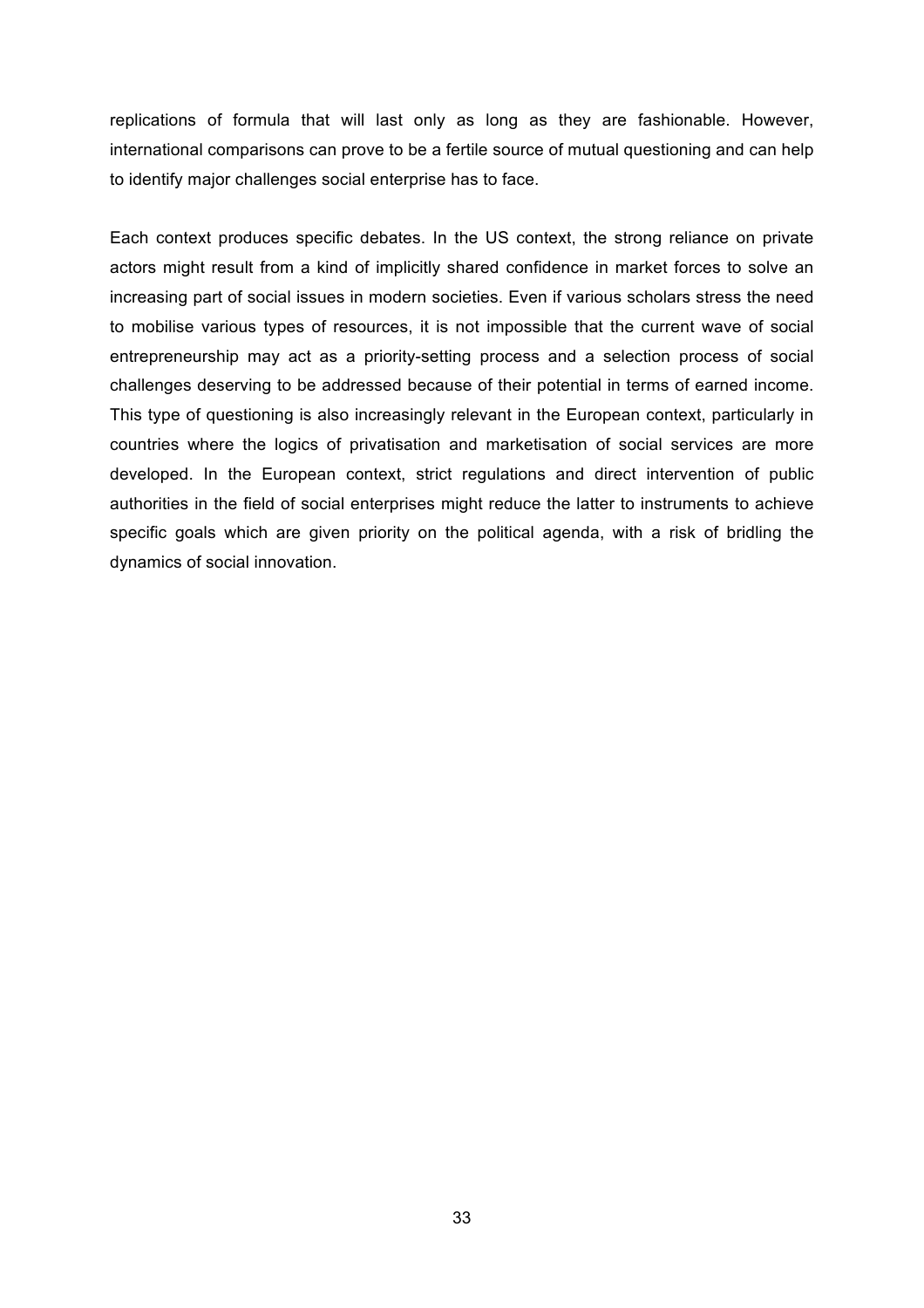replications of formula that will last only as long as they are fashionable. However, international comparisons can prove to be a fertile source of mutual questioning and can help to identify major challenges social enterprise has to face.

Each context produces specific debates. In the US context, the strong reliance on private actors might result from a kind of implicitly shared confidence in market forces to solve an increasing part of social issues in modern societies. Even if various scholars stress the need to mobilise various types of resources, it is not impossible that the current wave of social entrepreneurship may act as a priority-setting process and a selection process of social challenges deserving to be addressed because of their potential in terms of earned income. This type of questioning is also increasingly relevant in the European context, particularly in countries where the logics of privatisation and marketisation of social services are more developed. In the European context, strict regulations and direct intervention of public authorities in the field of social enterprises might reduce the latter to instruments to achieve specific goals which are given priority on the political agenda, with a risk of bridling the dynamics of social innovation.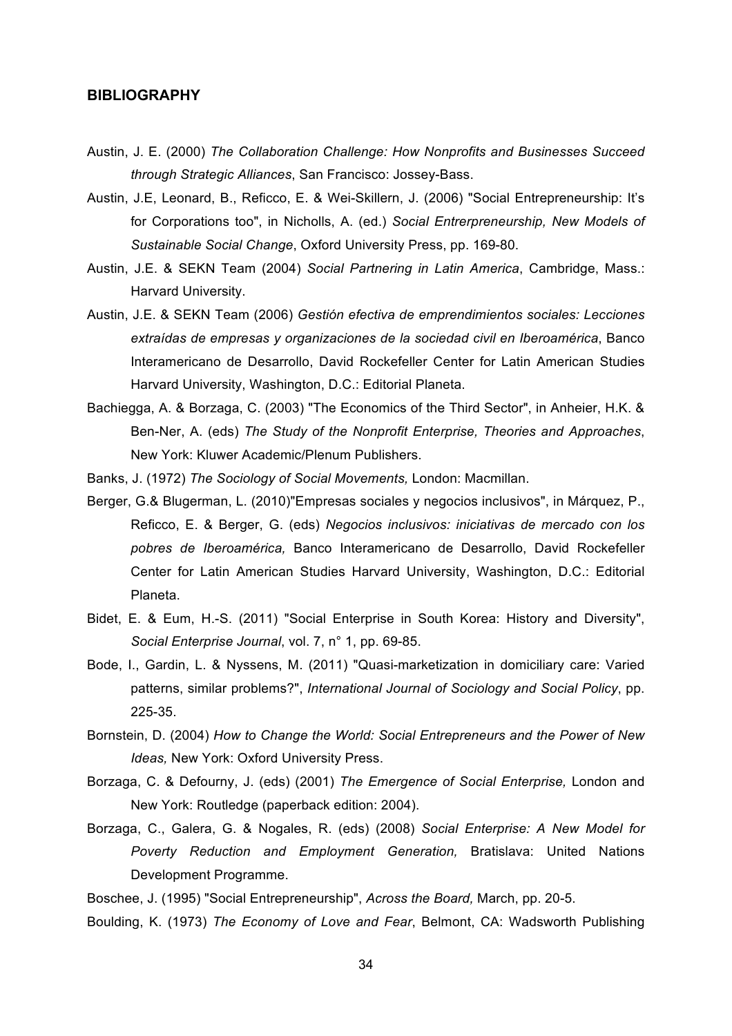## BIBLIOGRAPHY

Austin, J. E. (2000) *The Collaboration Challenge: How Nonprofits and Businesses Succeed through Strategic Alliances*, San Francisco: Jossey-Bass.

Austin, J.E, Leonard, B., Reficco, E. & Wei-Skillern, J. (2006) "Social Entrepreneurship: It's for Corporations too", in Nicholls, A. (ed.) *Social Entrerpreneurship, New Models of Sustainable Social Change*, Oxford University Press, pp. 169-80.

Austin, J.E. & SEKN Team (2004) *Social Partnering in Latin America*, Cambridge, Mass.: Harvard University.

Austin, J.E. & SEKN Team (2006) *Gestión efectiva de emprendimientos sociales: Lecciones extraídas de empresas y organizaciones de la sociedad civil en Iberoamérica*, Banco Interamericano de Desarrollo, David Rockefeller Center for Latin American Studies Harvard University, Washington, D.C.: Editorial Planeta.

Bachiegga, A. & Borzaga, C. (2003) "The Economics of the Third Sector", in Anheier, H.K. & Ben-Ner, A. (eds) *The Study of the Nonprofit Enterprise, Theories and Approaches*, New York: Kluwer Academic/Plenum Publishers.

Banks, J. (1972) *The Sociology of Social Movements,* London: Macmillan.

Berger, G.& Blugerman, L. (2010)"Empresas sociales y negocios inclusivos", in Márquez, P., Reficco, E. & Berger, G. (eds) *Negocios inclusivos: iniciativas de mercado con los pobres de Iberoamérica,* Banco Interamericano de Desarrollo, David Rockefeller Center for Latin American Studies Harvard University, Washington, D.C.: Editorial Planeta.

Bidet, E. & Eum, H.-S. (2011) "Social Enterprise in South Korea: History and Diversity", *Social Enterprise Journal*, vol. 7, n° 1, pp. 69-85.

Bode, I., Gardin, L. & Nyssens, M. (2011) "Quasi-marketization in domiciliary care: Varied patterns, similar problems?", *International Journal of Sociology and Social Policy*, pp. 225-35.

Bornstein, D. (2004) *How to Change the World: Social Entrepreneurs and the Power of New Ideas,* New York: Oxford University Press.

Borzaga, C. & Defourny, J. (eds) (2001) *The Emergence of Social Enterprise,* London and New York: Routledge (paperback edition: 2004).

Borzaga, C., Galera, G. & Nogales, R. (eds) (2008) *Social Enterprise: A New Model for Poverty Reduction and Employment Generation,* Bratislava: United Nations Development Programme.

Boschee, J. (1995) "Social Entrepreneurship", *Across the Board,* March, pp. 20-5.

Boulding, K. (1973) *The Economy of Love and Fear*, Belmont, CA: Wadsworth Publishing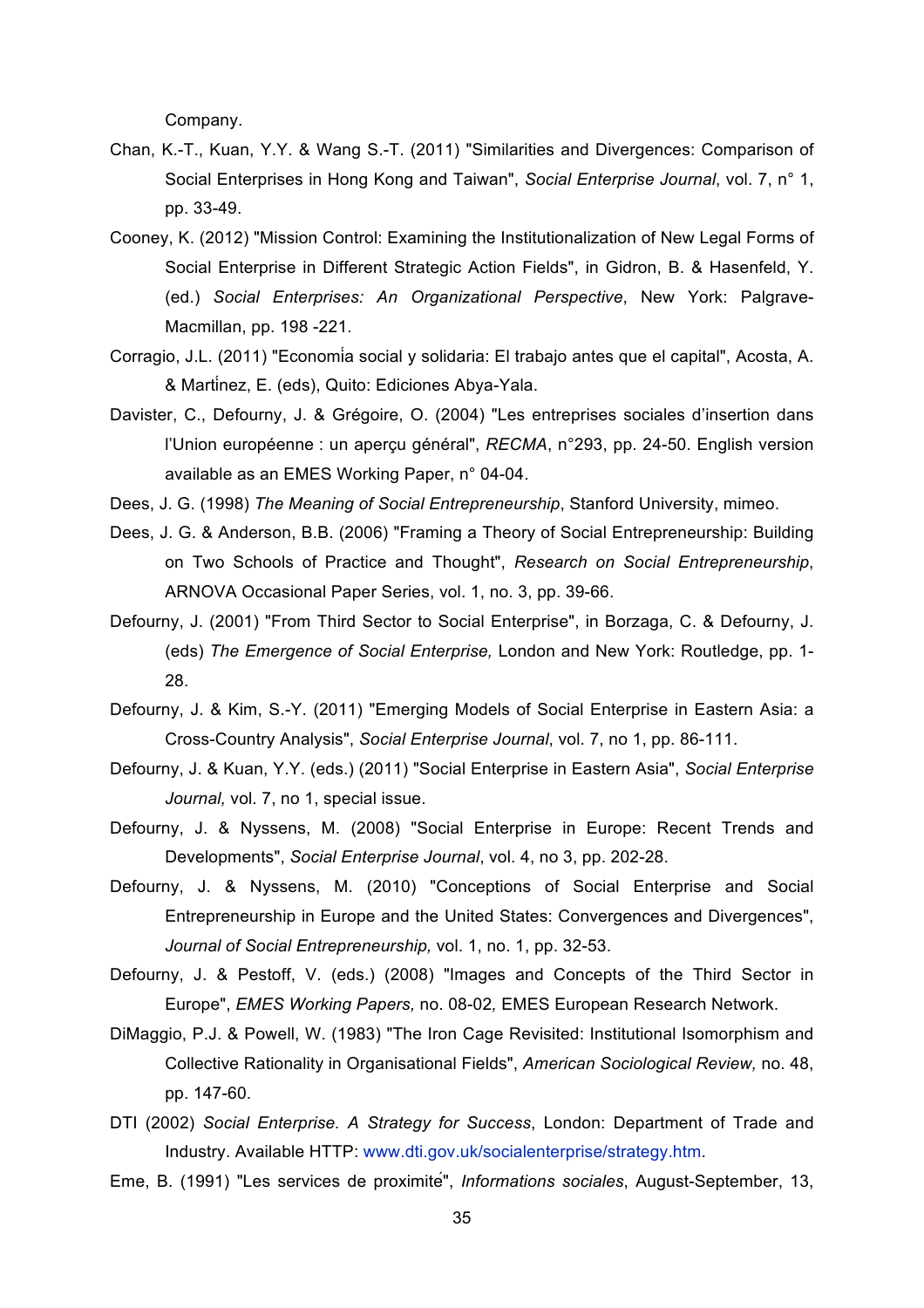Company.

Chan, K.-T., Kuan, Y.Y. & Wang S.-T. (2011) "Similarities and Divergences: Comparison of Social Enterprises in Hong Kong and Taiwan", *Social Enterprise Journal*, vol. 7, n° 1, pp. 33-49.

Cooney, K. (2012) "Mission Control: Examining the Institutionalization of New Legal Forms of Social Enterprise in Different Strategic Action Fields", in Gidron, B. & Hasenfeld, Y. (ed.) *Social Enterprises: An Organizational Perspective*, New York: Palgrave-Macmillan, pp. 198 -221.

Corragio, J.L. (2011) "Economía social y solidaria: El trabajo antes que el capital", Acosta, A. & Martínez, E. (eds), Quito: Ediciones Abya-Yala.

Davister, C., Defourny, J. & Grégoire, O. (2004) "Les entreprises sociales d'insertion dans l'Union européenne : un aperçu général", *RECMA*, n°293, pp. 24-50. English version available as an EMES Working Paper, n° 04-04.

Dees, J. G. (1998) *The Meaning of Social Entrepreneurship*, Stanford University, mimeo.

Dees, J. G. & Anderson, B.B. (2006) "Framing a Theory of Social Entrepreneurship: Building on Two Schools of Practice and Thought", *Research on Social Entrepreneurship*, ARNOVA Occasional Paper Series, vol. 1, no. 3, pp. 39-66.

Defourny, J. (2001) "From Third Sector to Social Enterprise", in Borzaga, C. & Defourny, J. (eds) *The Emergence of Social Enterprise,* London and New York: Routledge, pp. 1-28.

Defourny, J. & Kim, S.-Y. (2011) "Emerging Models of Social Enterprise in Eastern Asia: a Cross-Country Analysis", *Social Enterprise Journal*, vol. 7, no 1, pp. 86-111.

Defourny, J. & Kuan, Y.Y. (eds.) (2011) "Social Enterprise in Eastern Asia", *Social Enterprise Journal,* vol. 7, no 1, special issue.

Defourny, J. & Nyssens, M. (2008) "Social Enterprise in Europe: Recent Trends and Developments", *Social Enterprise Journal*, vol. 4, no 3, pp. 202-28.

Defourny, J. & Nyssens, M. (2010) "Conceptions of Social Enterprise and Social Entrepreneurship in Europe and the United States: Convergences and Divergences", *Journal of Social Entrepreneurship,* vol. 1, no. 1, pp. 32-53.

Defourny, J. & Pestoff, V. (eds.) (2008) "Images and Concepts of the Third Sector in Europe", *EMES Working Papers,* no. 08-02*,* EMES European Research Network.

DiMaggio, P.J. & Powell, W. (1983) "The Iron Cage Revisited: Institutional Isomorphism and Collective Rationality in Organisational Fields", *American Sociological Review,* no. 48, pp. 147-60.

DTI (2002) *Social Enterprise. A Strategy for Success*, London: Department of Trade and Industry. Available HTTP: www.dti.gov.uk/socialenterprise/strategy.htm.

Eme, B. (1991) "Les services de proximité", *Informations sociales*, August-September, 13,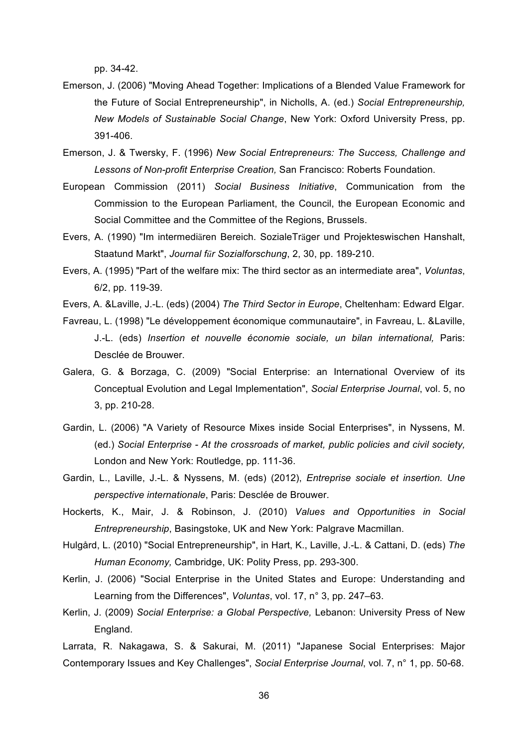pp. 34-42.

Emerson, J. (2006) "Moving Ahead Together: Implications of a Blended Value Framework for the Future of Social Entrepreneurship", in Nicholls, A. (ed.) *Social Entrepreneurship, New Models of Sustainable Social Change*, New York: Oxford University Press, pp. 391-406.

Emerson, J. & Twersky, F. (1996) *New Social Entrepreneurs: The Success, Challenge and Lessons of Non-profit Enterprise Creation,* San Francisco: Roberts Foundation.

European Commission (2011) *Social Business Initiative*, Communication from the Commission to the European Parliament, the Council, the European Economic and Social Committee and the Committee of the Regions, Brussels.

Evers, A. (1990) "Im intermediären Bereich. SozialeTräger und Projekteswischen Hanshalt, Staatund Markt", *Journal für Sozialforschung*, 2, 30, pp. 189-210.

Evers, A. (1995) "Part of the welfare mix: The third sector as an intermediate area", *Voluntas*, 6/2, pp. 119-39.

Evers, A. &Laville, J.-L. (eds) (2004) *The Third Sector in Europe*, Cheltenham: Edward Elgar.

Favreau, L. (1998) "Le développement économique communautaire", in Favreau, L. &Laville, J.-L. (eds) *Insertion et nouvelle économie sociale, un bilan international,* Paris: Desclée de Brouwer.

Galera, G. & Borzaga, C. (2009) "Social Enterprise: an International Overview of its Conceptual Evolution and Legal Implementation", *Social Enterprise Journal*, vol. 5, no 3, pp. 210-28.

Gardin, L. (2006) "A Variety of Resource Mixes inside Social Enterprises", in Nyssens, M. (ed.) *Social Enterprise - At the crossroads of market, public policies and civil society,* London and New York: Routledge, pp. 111-36.

Gardin, L., Laville, J.-L. & Nyssens, M. (eds) (2012), *Entreprise sociale et insertion. Une perspective internationale*, Paris: Desclée de Brouwer.

Hockerts, K., Mair, J. & Robinson, J. (2010) *Values and Opportunities in Social Entrepreneurship*, Basingstoke, UK and New York: Palgrave Macmillan.

Hulgård, L. (2010) "Social Entrepreneurship", in Hart, K., Laville, J.-L. & Cattani, D. (eds) *The Human Economy,* Cambridge, UK: Polity Press, pp. 293-300.

Kerlin, J. (2006) "Social Enterprise in the United States and Europe: Understanding and Learning from the Differences", *Voluntas*, vol. 17, n° 3, pp. 247–63.

Kerlin, J. (2009) *Social Enterprise: a Global Perspective,* Lebanon: University Press of New England.

Larrata, R. Nakagawa, S. & Sakurai, M. (2011) "Japanese Social Enterprises: Major Contemporary Issues and Key Challenges", *Social Enterprise Journal*, vol. 7, n° 1, pp. 50-68.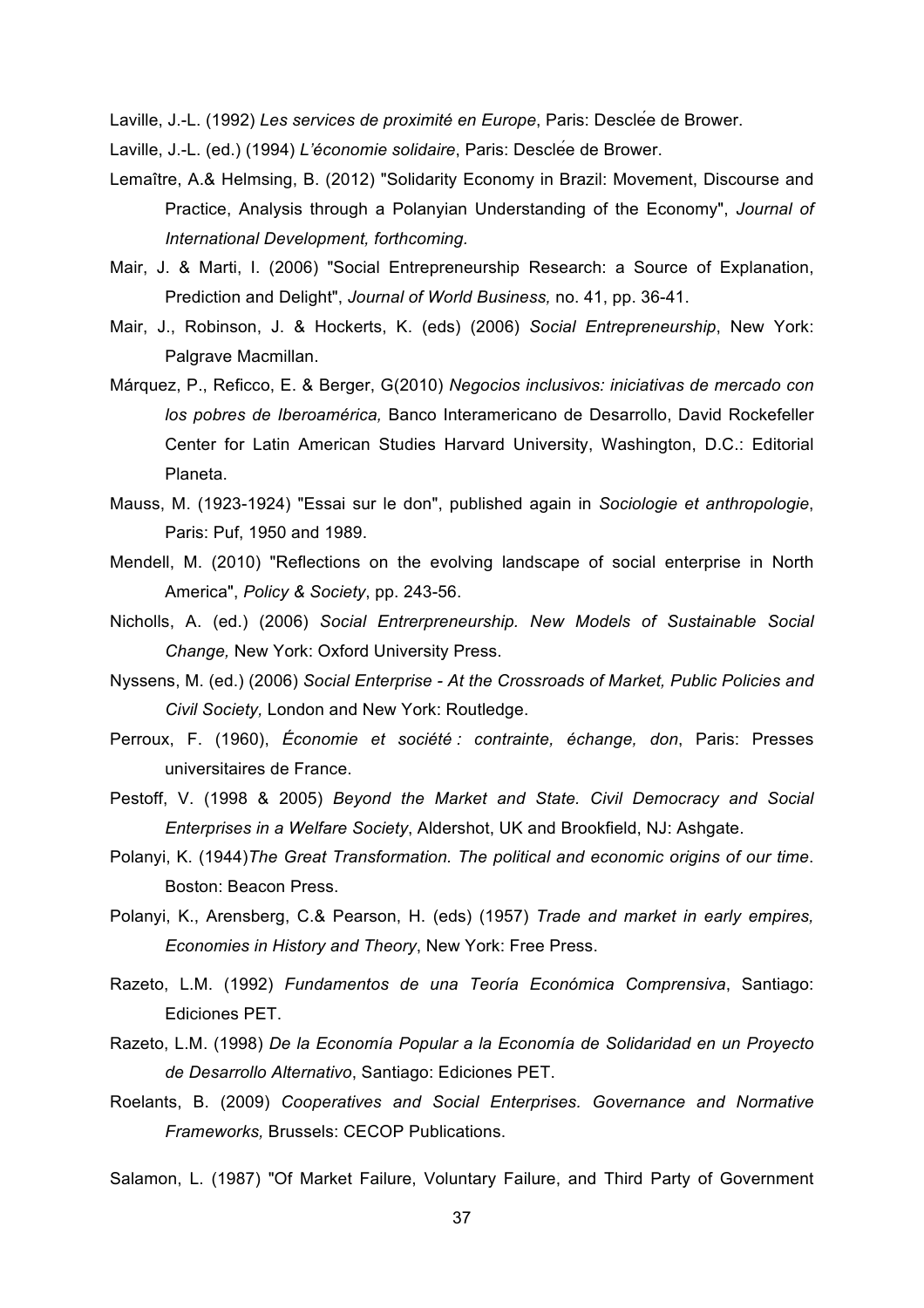Laville, J.-L. (1992) *Les services de proximité en Europe*, Paris: Desclée de Brower.

Laville, J.-L. (ed.) (1994) *L'économie solidaire*, Paris: Desclée de Brower.

Lemaître, A.& Helmsing, B. (2012) "Solidarity Economy in Brazil: Movement, Discourse and Practice, Analysis through a Polanyian Understanding of the Economy", *Journal of International Development, forthcoming.*

Mair, J. & Marti, I. (2006) "Social Entrepreneurship Research: a Source of Explanation, Prediction and Delight", *Journal of World Business,* no. 41, pp. 36-41.

Mair, J., Robinson, J. & Hockerts, K. (eds) (2006) *Social Entrepreneurship*, New York: Palgrave Macmillan.

Márquez, P., Reficco, E. & Berger, G(2010) *Negocios inclusivos: iniciativas de mercado con los pobres de Iberoamérica,* Banco Interamericano de Desarrollo, David Rockefeller Center for Latin American Studies Harvard University, Washington, D.C.: Editorial Planeta.

Mauss, M. (1923-1924) "Essai sur le don", published again in *Sociologie et anthropologie*, Paris: Puf, 1950 and 1989.

Mendell, M. (2010) "Reflections on the evolving landscape of social enterprise in North America", *Policy & Society*, pp. 243-56.

Nicholls, A. (ed.) (2006) *Social Entrerpreneurship. New Models of Sustainable Social Change,* New York: Oxford University Press.

Nyssens, M. (ed.) (2006) *Social Enterprise - At the Crossroads of Market, Public Policies and Civil Society,* London and New York: Routledge.

Perroux, F. (1960), *Économie et société : contrainte, échange, don*, Paris: Presses universitaires de France.

Pestoff, V. (1998 & 2005) *Beyond the Market and State. Civil Democracy and Social Enterprises in a Welfare Society*, Aldershot, UK and Brookfield, NJ: Ashgate.

Polanyi, K. (1944)*The Great Transformation. The political and economic origins of our time*. Boston: Beacon Press.

Polanyi, K., Arensberg, C.& Pearson, H. (eds) (1957) *Trade and market in early empires, Economies in History and Theory*, New York: Free Press.

Razeto, L.M. (1992) *Fundamentos de una Teoría Económica Comprensiva*, Santiago: Ediciones PET.

Razeto, L.M. (1998) *De la Economía Popular a la Economía de Solidaridad en un Proyecto de Desarrollo Alternativo*, Santiago: Ediciones PET.

Roelants, B. (2009) *Cooperatives and Social Enterprises. Governance and Normative Frameworks,* Brussels: CECOP Publications.

Salamon, L. (1987) "Of Market Failure, Voluntary Failure, and Third Party of Government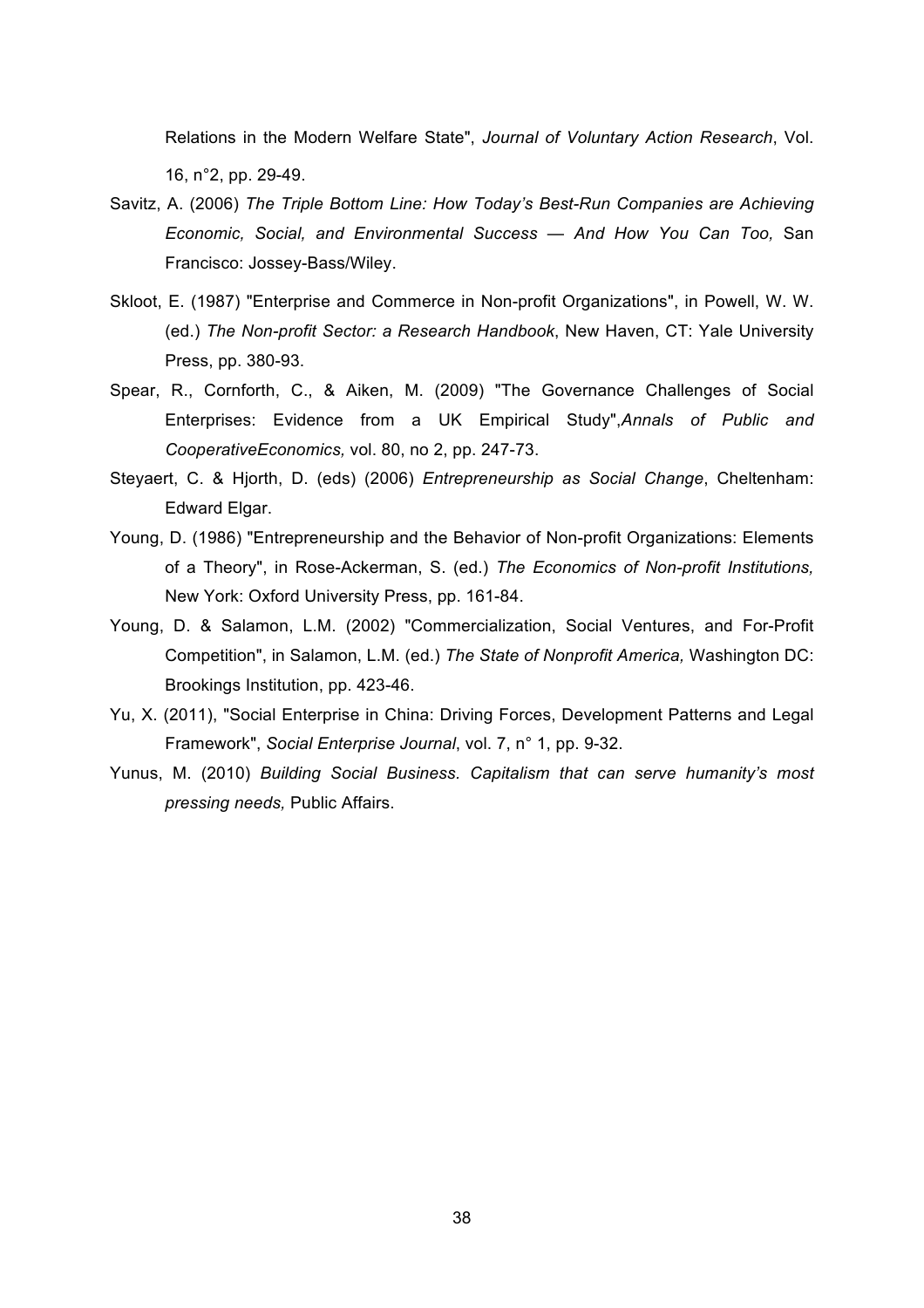Relations in the Modern Welfare State", *Journal of Voluntary Action Research*, Vol. 16, n°2, pp. 29-49.

Savitz, A. (2006) *The Triple Bottom Line: How Today's Best-Run Companies are Achieving Economic, Social, and Environmental Success — And How You Can Too,* San Francisco: Jossey-Bass/Wiley.

Skloot, E. (1987) "Enterprise and Commerce in Non-profit Organizations", in Powell, W. W. (ed.) *The Non-profit Sector: a Research Handbook*, New Haven, CT: Yale University Press, pp. 380-93.

Spear, R., Cornforth, C., & Aiken, M. (2009) "The Governance Challenges of Social Enterprises: Evidence from a UK Empirical Study",*Annals of Public and CooperativeEconomics,* vol. 80, no 2, pp. 247-73.

Steyaert, C. & Hjorth, D. (eds) (2006) *Entrepreneurship as Social Change*, Cheltenham: Edward Elgar.

Young, D. (1986) "Entrepreneurship and the Behavior of Non-profit Organizations: Elements of a Theory", in Rose-Ackerman, S. (ed.) *The Economics of Non-profit Institutions,* New York: Oxford University Press, pp. 161-84.

Young, D. & Salamon, L.M. (2002) "Commercialization, Social Ventures, and For-Profit Competition", in Salamon, L.M. (ed.) *The State of Nonprofit America,* Washington DC: Brookings Institution, pp. 423-46.

Yu, X. (2011), "Social Enterprise in China: Driving Forces, Development Patterns and Legal Framework", *Social Enterprise Journal*, vol. 7, n° 1, pp. 9-32.

Yunus, M. (2010) *Building Social Business. Capitalism that can serve humanity's most pressing needs,* Public Affairs.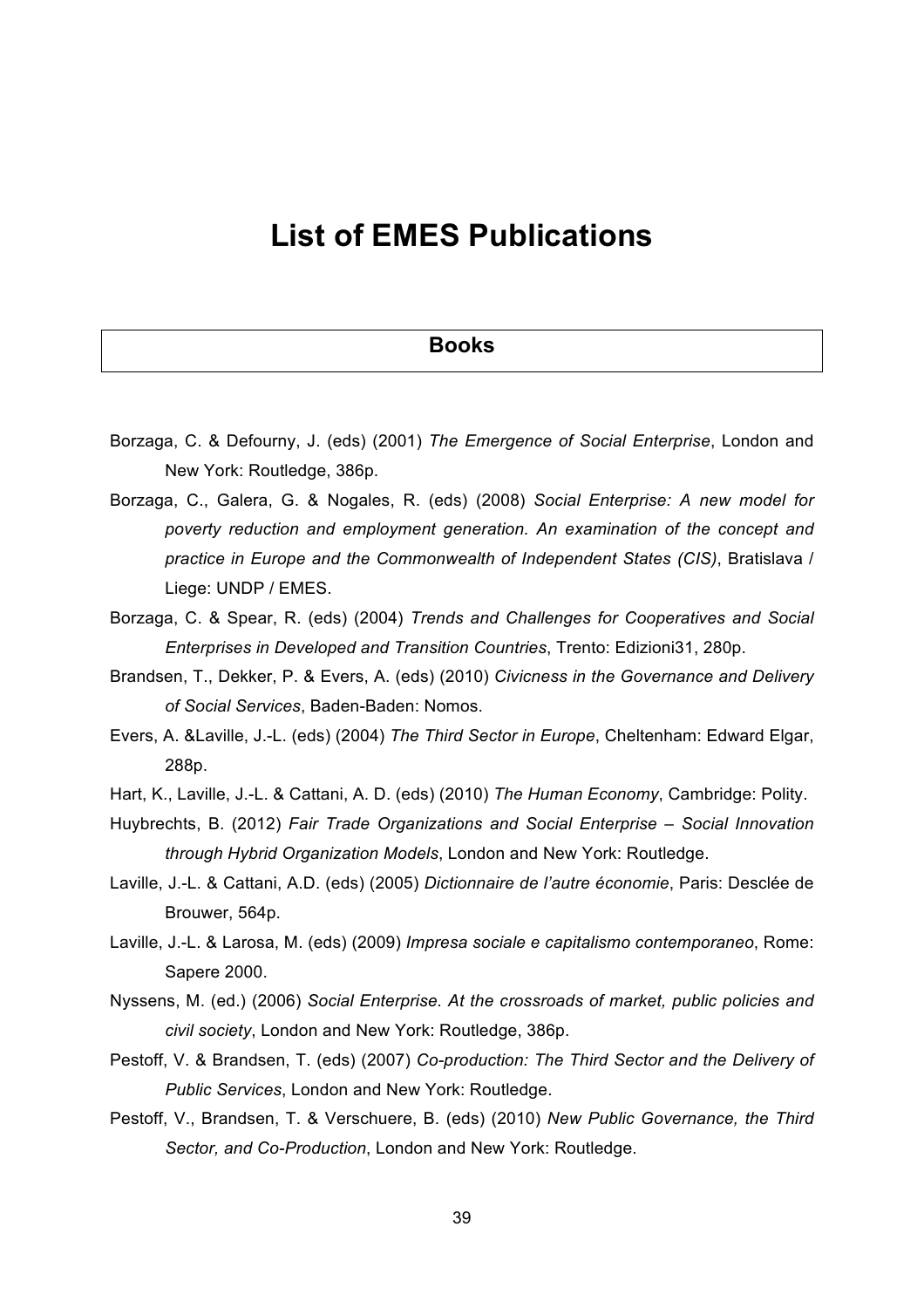# List of EMES Publications

## Books

Borzaga, C. & Defourny, J. (eds) (2001) *The Emergence of Social Enterprise*, London and New York: Routledge, 386p.

Borzaga, C., Galera, G. & Nogales, R. (eds) (2008) *Social Enterprise: A new model for poverty reduction and employment generation. An examination of the concept and practice in Europe and the Commonwealth of Independent States (CIS)*, Bratislava / Liege: UNDP / EMES.

Borzaga, C. & Spear, R. (eds) (2004) *Trends and Challenges for Cooperatives and Social Enterprises in Developed and Transition Countries*, Trento: Edizioni31, 280p.

Brandsen, T., Dekker, P. & Evers, A. (eds) (2010) *Civicness in the Governance and Delivery of Social Services*, Baden-Baden: Nomos.

Evers, A. &Laville, J.-L. (eds) (2004) *The Third Sector in Europe*, Cheltenham: Edward Elgar, 288p.

Hart, K., Laville, J.-L. & Cattani, A. D. (eds) (2010) *The Human Economy*, Cambridge: Polity.

Huybrechts, B. (2012) *Fair Trade Organizations and Social Enterprise – Social Innovation through Hybrid Organization Models*, London and New York: Routledge.

Laville, J.-L. & Cattani, A.D. (eds) (2005) *Dictionnaire de l'autre économie*, Paris: Desclée de Brouwer, 564p.

Laville, J.-L. & Larosa, M. (eds) (2009) *Impresa sociale e capitalismo contemporaneo*, Rome: Sapere 2000.

Nyssens, M. (ed.) (2006) *Social Enterprise. At the crossroads of market, public policies and civil society*, London and New York: Routledge, 386p.

Pestoff, V. & Brandsen, T. (eds) (2007) *Co-production: The Third Sector and the Delivery of Public Services*, London and New York: Routledge.

Pestoff, V., Brandsen, T. & Verschuere, B. (eds) (2010) *New Public Governance, the Third Sector, and Co-Production*, London and New York: Routledge.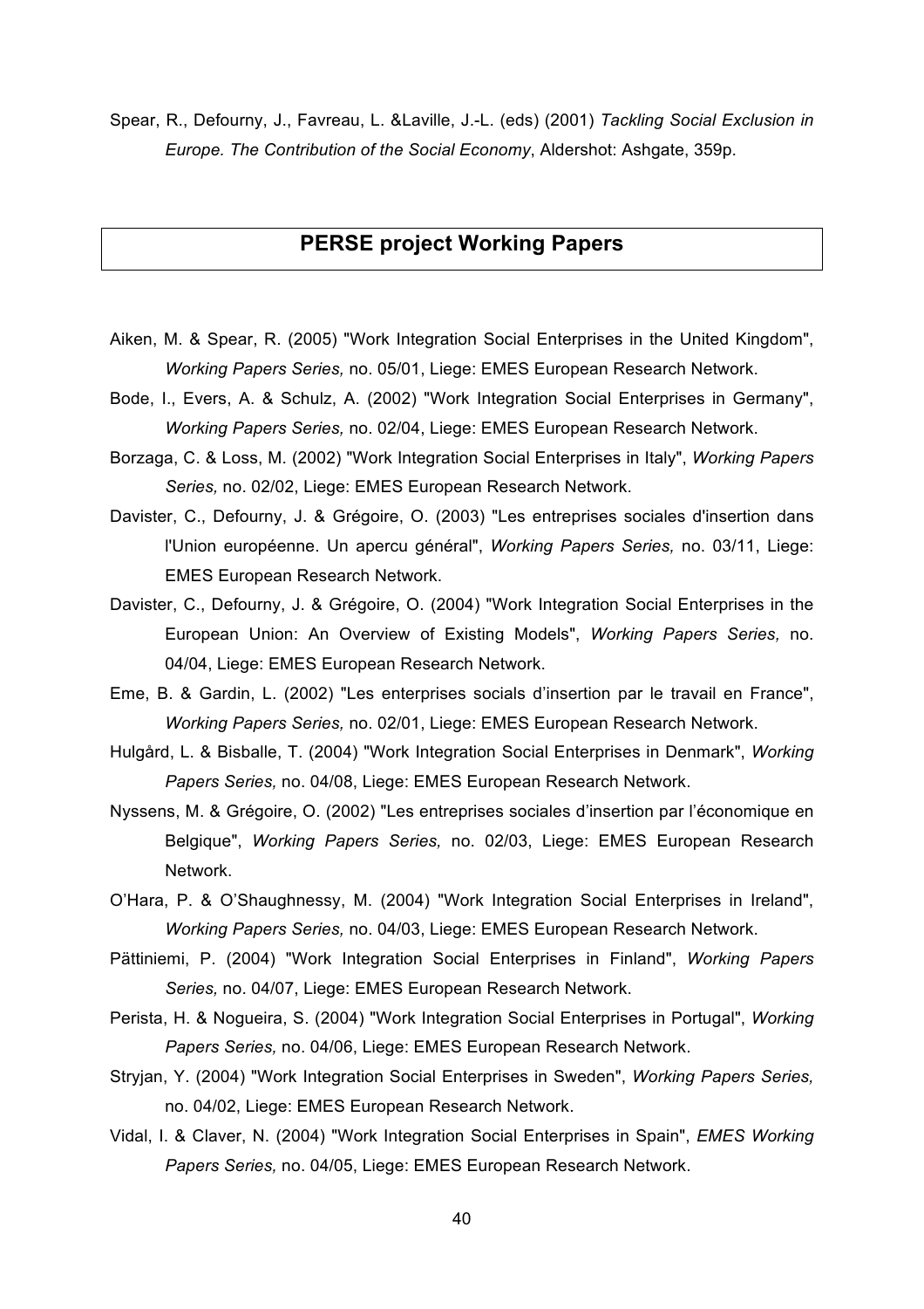Spear, R., Defourny, J., Favreau, L. &Laville, J.-L. (eds) (2001) *Tackling Social Exclusion in Europe. The Contribution of the Social Economy*, Aldershot: Ashgate, 359p.

## PERSE project Working Papers

Aiken, M. & Spear, R. (2005) "Work Integration Social Enterprises in the United Kingdom", *Working Papers Series,* no. 05/01, Liege: EMES European Research Network.

Bode, I., Evers, A. & Schulz, A. (2002) "Work Integration Social Enterprises in Germany", *Working Papers Series,* no. 02/04, Liege: EMES European Research Network.

Borzaga, C. & Loss, M. (2002) "Work Integration Social Enterprises in Italy", *Working Papers Series,* no. 02/02, Liege: EMES European Research Network.

Davister, C., Defourny, J. & Grégoire, O. (2003) "Les entreprises sociales d'insertion dans l'Union européenne. Un apercu général", *Working Papers Series,* no. 03/11, Liege: EMES European Research Network.

Davister, C., Defourny, J. & Grégoire, O. (2004) "Work Integration Social Enterprises in the European Union: An Overview of Existing Models", *Working Papers Series,* no. 04/04, Liege: EMES European Research Network.

Eme, B. & Gardin, L. (2002) "Les enterprises socials d'insertion par le travail en France", *Working Papers Series,* no. 02/01, Liege: EMES European Research Network.

Hulgård, L. & Bisballe, T. (2004) "Work Integration Social Enterprises in Denmark", *Working Papers Series,* no. 04/08, Liege: EMES European Research Network.

Nyssens, M. & Grégoire, O. (2002) "Les entreprises sociales d'insertion par l'économique en Belgique", *Working Papers Series,* no. 02/03, Liege: EMES European Research Network.

O'Hara, P. & O'Shaughnessy, M. (2004) "Work Integration Social Enterprises in Ireland", *Working Papers Series,* no. 04/03, Liege: EMES European Research Network.

Pättiniemi, P. (2004) "Work Integration Social Enterprises in Finland", *Working Papers Series,* no. 04/07, Liege: EMES European Research Network.

Perista, H. & Nogueira, S. (2004) "Work Integration Social Enterprises in Portugal", *Working Papers Series,* no. 04/06, Liege: EMES European Research Network.

Stryjan, Y. (2004) "Work Integration Social Enterprises in Sweden", *Working Papers Series,* no. 04/02, Liege: EMES European Research Network.

Vidal, I. & Claver, N. (2004) "Work Integration Social Enterprises in Spain", *EMES Working Papers Series,* no. 04/05, Liege: EMES European Research Network.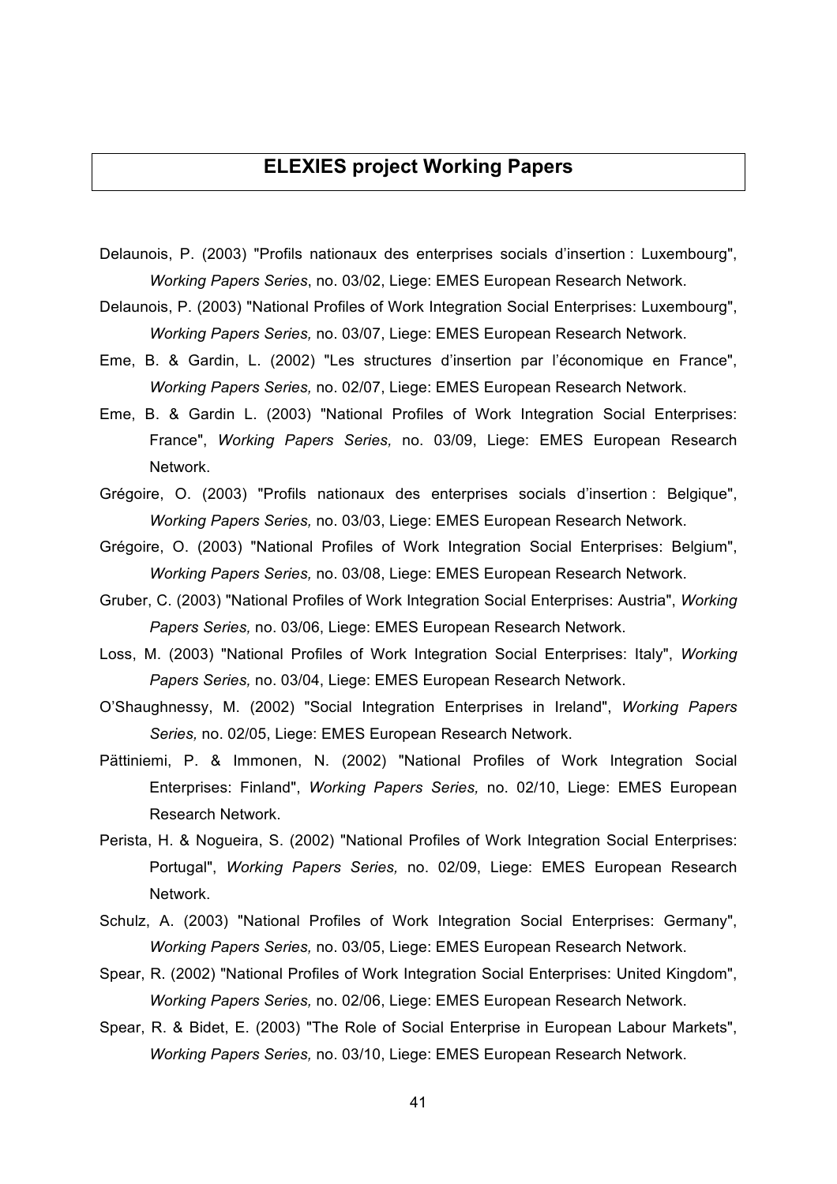## ELEXIES project Working Papers

Delaunois, P. (2003) "Profils nationaux des enterprises socials d'insertion : Luxembourg", *Working Papers Series*, no. 03/02, Liege: EMES European Research Network.

Delaunois, P. (2003) "National Profiles of Work Integration Social Enterprises: Luxembourg", *Working Papers Series,* no. 03/07, Liege: EMES European Research Network.

Eme, B. & Gardin, L. (2002) "Les structures d'insertion par l'économique en France", *Working Papers Series,* no. 02/07, Liege: EMES European Research Network.

Eme, B. & Gardin L. (2003) "National Profiles of Work Integration Social Enterprises: France", *Working Papers Series,* no. 03/09, Liege: EMES European Research Network.

Grégoire, O. (2003) "Profils nationaux des enterprises socials d'insertion : Belgique", *Working Papers Series,* no. 03/03, Liege: EMES European Research Network.

Grégoire, O. (2003) "National Profiles of Work Integration Social Enterprises: Belgium", *Working Papers Series,* no. 03/08, Liege: EMES European Research Network.

Gruber, C. (2003) "National Profiles of Work Integration Social Enterprises: Austria", *Working Papers Series,* no. 03/06, Liege: EMES European Research Network.

Loss, M. (2003) "National Profiles of Work Integration Social Enterprises: Italy", *Working Papers Series,* no. 03/04, Liege: EMES European Research Network.

O'Shaughnessy, M. (2002) "Social Integration Enterprises in Ireland", *Working Papers Series,* no. 02/05, Liege: EMES European Research Network.

Pättiniemi, P. & Immonen, N. (2002) "National Profiles of Work Integration Social Enterprises: Finland", *Working Papers Series,* no. 02/10, Liege: EMES European Research Network.

Perista, H. & Nogueira, S. (2002) "National Profiles of Work Integration Social Enterprises: Portugal", *Working Papers Series,* no. 02/09, Liege: EMES European Research Network.

Schulz, A. (2003) "National Profiles of Work Integration Social Enterprises: Germany", *Working Papers Series,* no. 03/05, Liege: EMES European Research Network.

Spear, R. (2002) "National Profiles of Work Integration Social Enterprises: United Kingdom", *Working Papers Series,* no. 02/06, Liege: EMES European Research Network.

Spear, R. & Bidet, E. (2003) "The Role of Social Enterprise in European Labour Markets", *Working Papers Series,* no. 03/10, Liege: EMES European Research Network.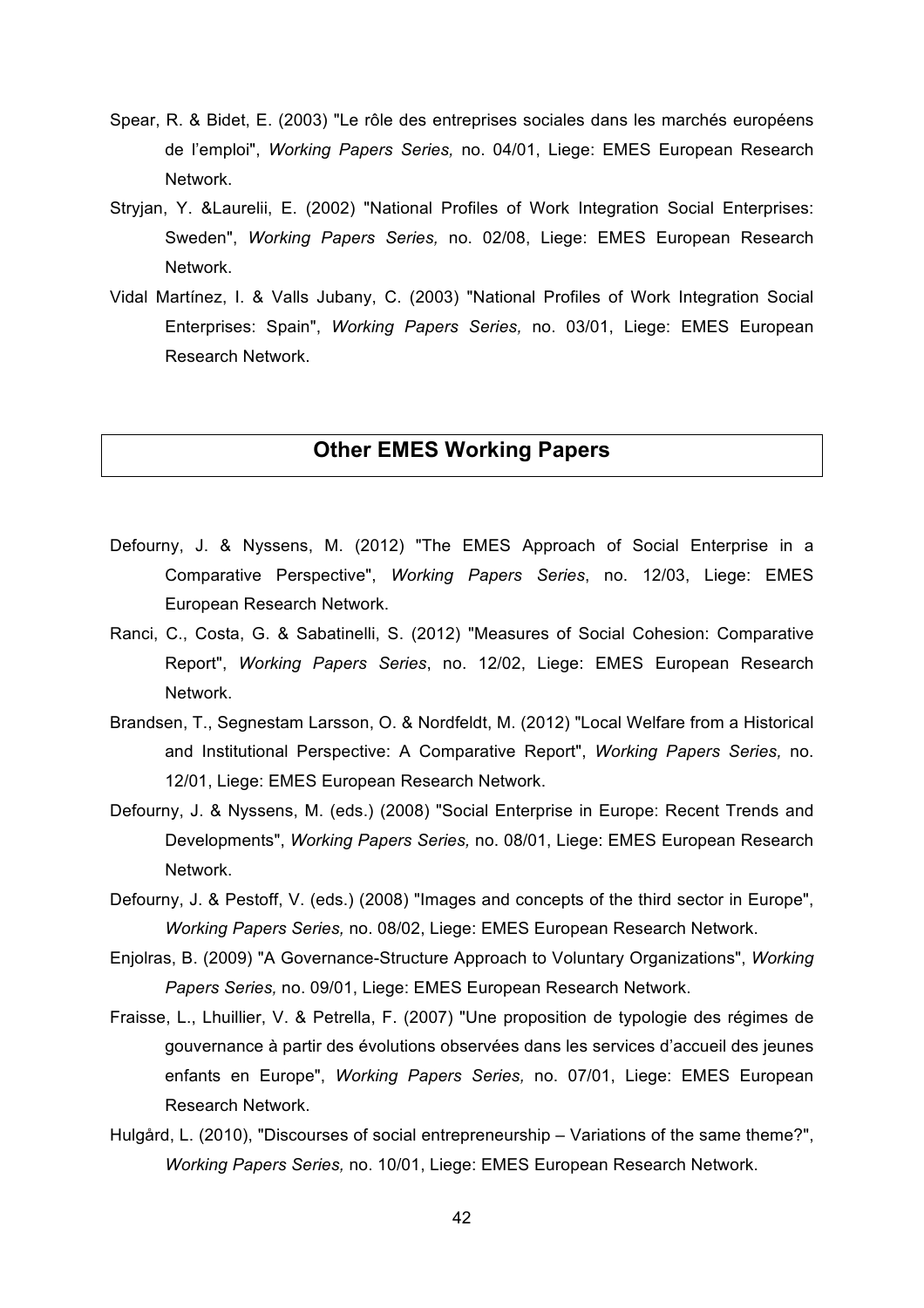Spear, R. & Bidet, E. (2003) "Le rôle des entreprises sociales dans les marchés européens de l'emploi", *Working Papers Series,* no. 04/01, Liege: EMES European Research Network.

Stryjan, Y. &Laurelii, E. (2002) "National Profiles of Work Integration Social Enterprises: Sweden", *Working Papers Series,* no. 02/08, Liege: EMES European Research Network.

Vidal Martínez, I. & Valls Jubany, C. (2003) "National Profiles of Work Integration Social Enterprises: Spain", *Working Papers Series,* no. 03/01, Liege: EMES European Research Network.

## Other EMES Working Papers

Defourny, J. & Nyssens, M. (2012) "The EMES Approach of Social Enterprise in a Comparative Perspective", *Working Papers Series*, no. 12/03, Liege: EMES European Research Network.

Ranci, C., Costa, G. & Sabatinelli, S. (2012) "Measures of Social Cohesion: Comparative Report", *Working Papers Series*, no. 12/02, Liege: EMES European Research Network.

Brandsen, T., Segnestam Larsson, O. & Nordfeldt, M. (2012) "Local Welfare from a Historical and Institutional Perspective: A Comparative Report", *Working Papers Series,* no. 12/01, Liege: EMES European Research Network.

Defourny, J. & Nyssens, M. (eds.) (2008) "Social Enterprise in Europe: Recent Trends and Developments", *Working Papers Series,* no. 08/01, Liege: EMES European Research Network.

Defourny, J. & Pestoff, V. (eds.) (2008) "Images and concepts of the third sector in Europe", *Working Papers Series,* no. 08/02, Liege: EMES European Research Network.

Enjolras, B. (2009) "A Governance-Structure Approach to Voluntary Organizations", *Working Papers Series,* no. 09/01, Liege: EMES European Research Network.

Fraisse, L., Lhuillier, V. & Petrella, F. (2007) "Une proposition de typologie des régimes de gouvernance à partir des évolutions observées dans les services d'accueil des jeunes enfants en Europe", *Working Papers Series,* no. 07/01, Liege: EMES European Research Network.

Hulgård, L. (2010), "Discourses of social entrepreneurship – Variations of the same theme?", *Working Papers Series,* no. 10/01, Liege: EMES European Research Network.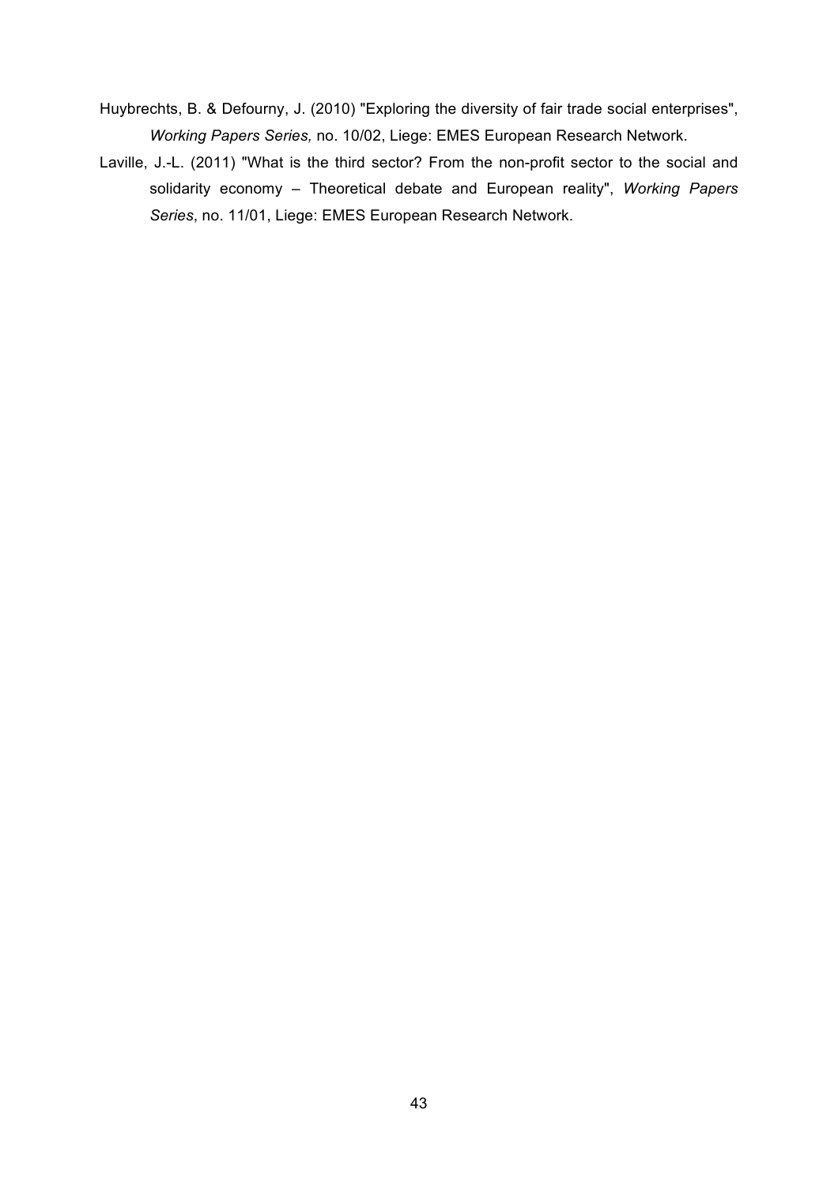Huybrechts, B. & Defourny, J. (2010) "Exploring the diversity of fair trade social enterprises", *Working Papers Series,* no. 10/02, Liege: EMES European Research Network.

Laville, J.-L. (2011) "What is the third sector? From the non-profit sector to the social and solidarity economy – Theoretical debate and European reality", *Working Papers Series*, no. 11/01, Liege: EMES European Research Network.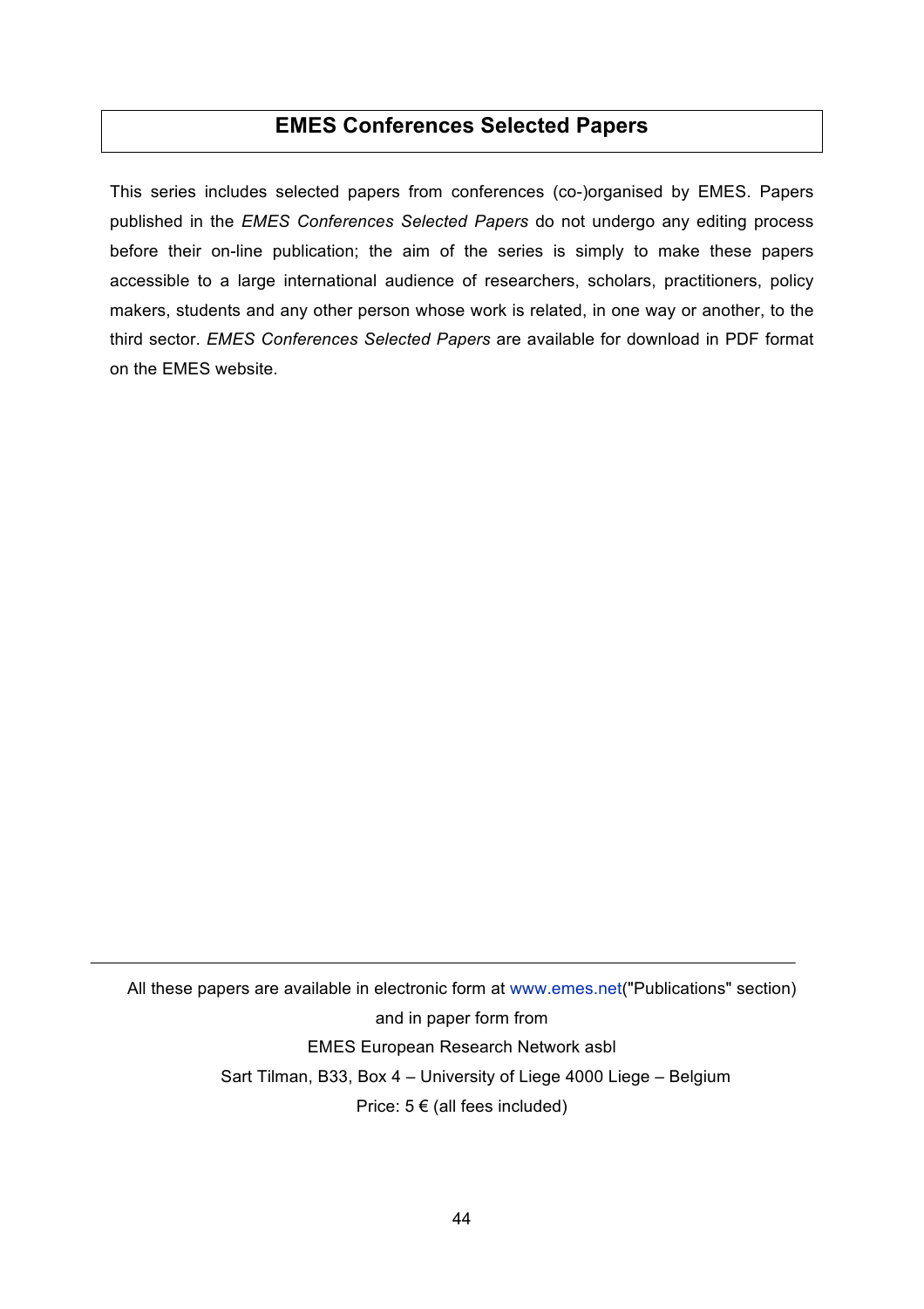# EMES Conferences Selected Papers

This series includes selected papers from conferences (co-)organised by EMES. Papers published in the *EMES Conferences Selected Papers* do not undergo any editing process before their on-line publication; the aim of the series is simply to make these papers accessible to a large international audience of researchers, scholars, practitioners, policy makers, students and any other person whose work is related, in one way or another, to the third sector. *EMES Conferences Selected Papers* are available for download in PDF format on the EMES website.

---

All these papers are available in electronic form at www.emes.net("Publications" section)
and in paper form from
EMES European Research Network asbl
Sart Tilman, B33, Box 4 – University of Liege 4000 Liege – Belgium
Price: 5 € (all fees included)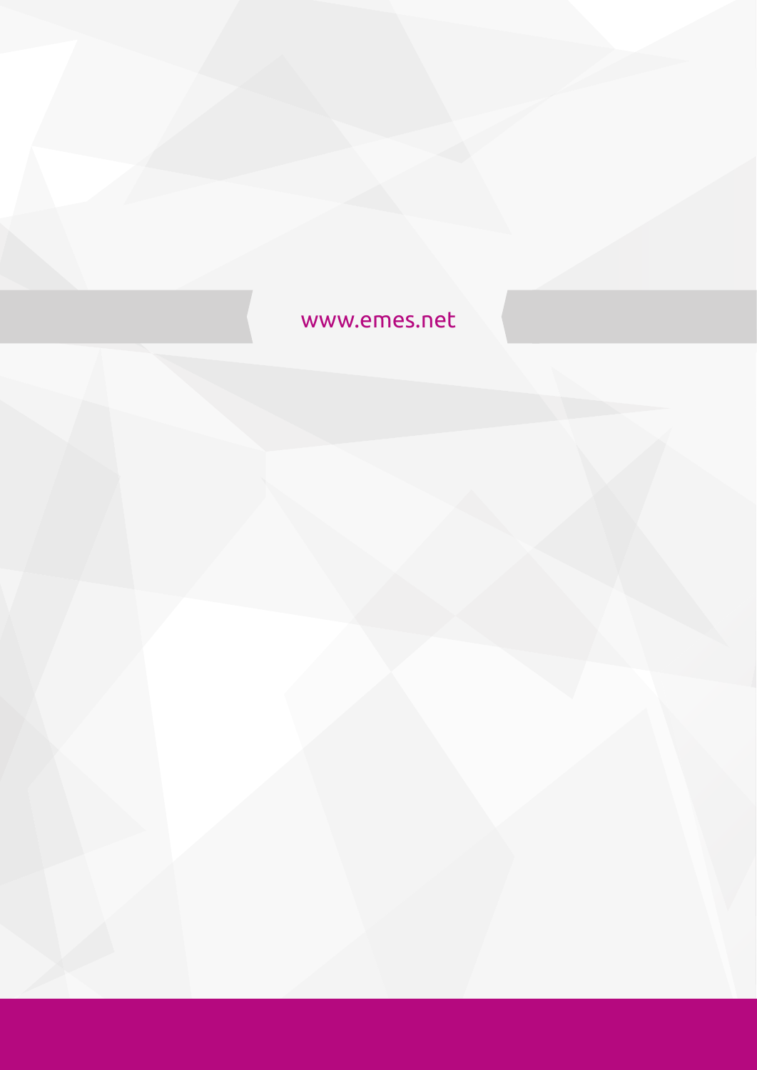www.emes.net